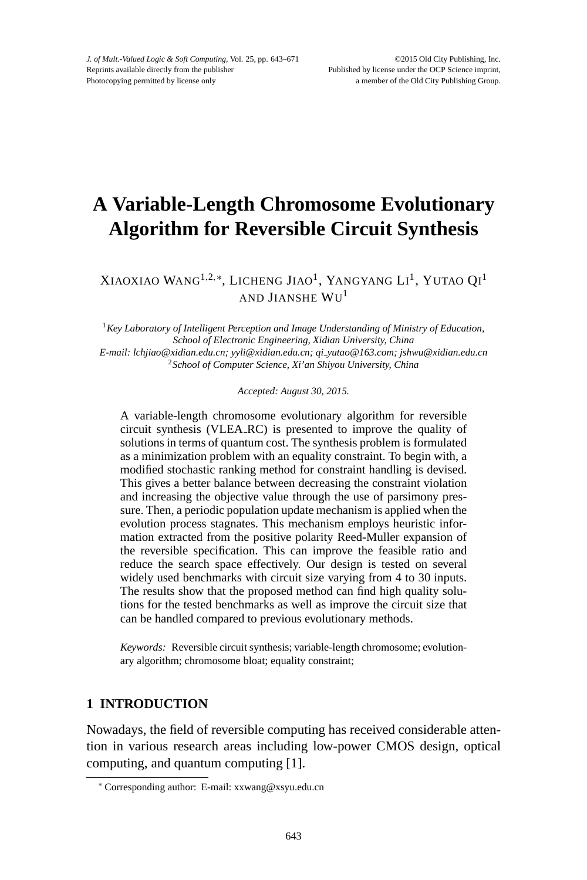# A Variable-Length Chromosome Evolutionary Algorithm for Reversible Circuit Synthesis

Xiaoxiao Wang[1,2,*], Licheng Jiao[1], Yangyang Li[1], Yutao Qi[1] and Jianshe Wu[1]

[1]*Key Laboratory of Intelligent Perception and Image Understanding of Ministry of Education, School of Electronic Engineering, Xidian University, China*
*E-mail: lchjiao@xidian.edu.cn; yyli@xidian.edu.cn; qi_yutao@163.com; jshwu@xidian.edu.cn*
[2]*School of Computer Science, Xi'an Shiyou University, China*

*Accepted: August 30, 2015.*

A variable-length chromosome evolutionary algorithm for reversible circuit synthesis (VLEA_RC) is presented to improve the quality of solutions in terms of quantum cost. The synthesis problem is formulated as a minimization problem with an equality constraint. To begin with, a modified stochastic ranking method for constraint handling is devised. This gives a better balance between decreasing the constraint violation and increasing the objective value through the use of parsimony pressure. Then, a periodic population update mechanism is applied when the evolution process stagnates. This mechanism employs heuristic information extracted from the positive polarity Reed-Muller expansion of the reversible specification. This can improve the feasible ratio and reduce the search space effectively. Our design is tested on several widely used benchmarks with circuit size varying from 4 to 30 inputs. The results show that the proposed method can find high quality solutions for the tested benchmarks as well as improve the circuit size that can be handled compared to previous evolutionary methods.

*Keywords:* Reversible circuit synthesis; variable-length chromosome; evolutionary algorithm; chromosome bloat; equality constraint;

## 1 INTRODUCTION

Nowadays, the field of reversible computing has received considerable attention in various research areas including low-power CMOS design, optical computing, and quantum computing [1].

[*] Corresponding author: E-mail: xxwang@xsyu.edu.cn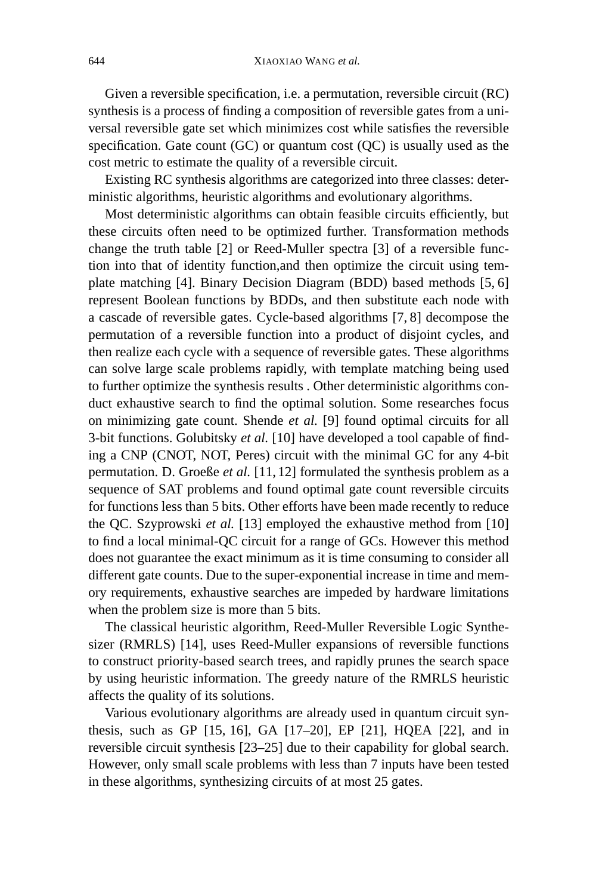Given a reversible specification, i.e. a permutation, reversible circuit (RC) synthesis is a process of finding a composition of reversible gates from a universal reversible gate set which minimizes cost while satisfies the reversible specification. Gate count (GC) or quantum cost (QC) is usually used as the cost metric to estimate the quality of a reversible circuit.

Existing RC synthesis algorithms are categorized into three classes: deterministic algorithms, heuristic algorithms and evolutionary algorithms.

Most deterministic algorithms can obtain feasible circuits efficiently, but these circuits often need to be optimized further. Transformation methods change the truth table [2] or Reed-Muller spectra [3] of a reversible function into that of identity function,and then optimize the circuit using template matching [4]. Binary Decision Diagram (BDD) based methods [5, 6] represent Boolean functions by BDDs, and then substitute each node with a cascade of reversible gates. Cycle-based algorithms [7, 8] decompose the permutation of a reversible function into a product of disjoint cycles, and then realize each cycle with a sequence of reversible gates. These algorithms can solve large scale problems rapidly, with template matching being used to further optimize the synthesis results . Other deterministic algorithms conduct exhaustive search to find the optimal solution. Some researches focus on minimizing gate count. Shende *et al.* [9] found optimal circuits for all 3-bit functions. Golubitsky *et al.* [10] have developed a tool capable of finding a CNP (CNOT, NOT, Peres) circuit with the minimal GC for any 4-bit permutation. D. Groeße *et al.* [11, 12] formulated the synthesis problem as a sequence of SAT problems and found optimal gate count reversible circuits for functions less than 5 bits. Other efforts have been made recently to reduce the QC. Szyprowski *et al.* [13] employed the exhaustive method from [10] to find a local minimal-QC circuit for a range of GCs. However this method does not guarantee the exact minimum as it is time consuming to consider all different gate counts. Due to the super-exponential increase in time and memory requirements, exhaustive searches are impeded by hardware limitations when the problem size is more than 5 bits.

The classical heuristic algorithm, Reed-Muller Reversible Logic Synthesizer (RMRLS) [14], uses Reed-Muller expansions of reversible functions to construct priority-based search trees, and rapidly prunes the search space by using heuristic information. The greedy nature of the RMRLS heuristic affects the quality of its solutions.

Various evolutionary algorithms are already used in quantum circuit synthesis, such as GP [15, 16], GA [17–20], EP [21], HQEA [22], and in reversible circuit synthesis [23–25] due to their capability for global search. However, only small scale problems with less than 7 inputs have been tested in these algorithms, synthesizing circuits of at most 25 gates.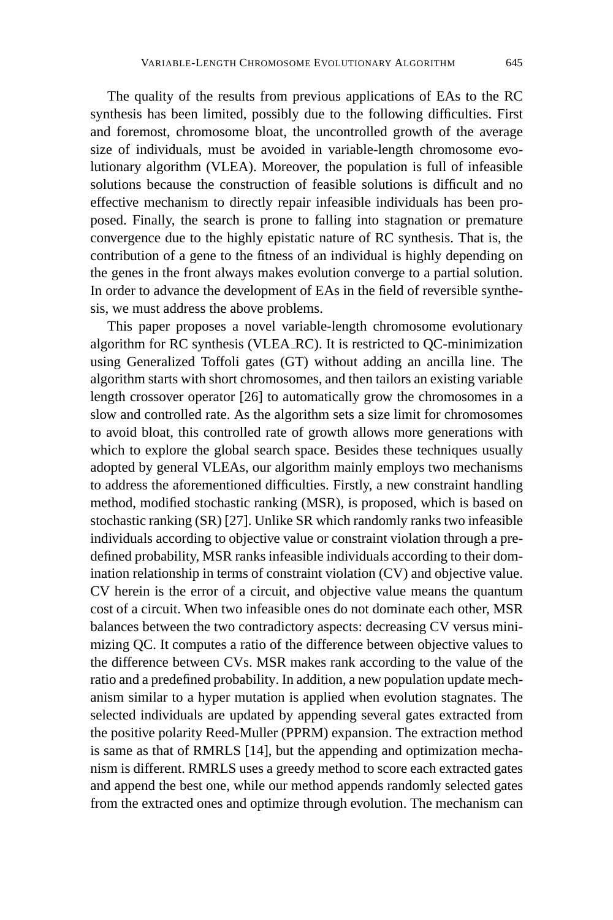The quality of the results from previous applications of EAs to the RC synthesis has been limited, possibly due to the following difficulties. First and foremost, chromosome bloat, the uncontrolled growth of the average size of individuals, must be avoided in variable-length chromosome evolutionary algorithm (VLEA). Moreover, the population is full of infeasible solutions because the construction of feasible solutions is difficult and no effective mechanism to directly repair infeasible individuals has been proposed. Finally, the search is prone to falling into stagnation or premature convergence due to the highly epistatic nature of RC synthesis. That is, the contribution of a gene to the fitness of an individual is highly depending on the genes in the front always makes evolution converge to a partial solution. In order to advance the development of EAs in the field of reversible synthesis, we must address the above problems.

This paper proposes a novel variable-length chromosome evolutionary algorithm for RC synthesis (VLEA_RC). It is restricted to QC-minimization using Generalized Toffoli gates (GT) without adding an ancilla line. The algorithm starts with short chromosomes, and then tailors an existing variable length crossover operator [26] to automatically grow the chromosomes in a slow and controlled rate. As the algorithm sets a size limit for chromosomes to avoid bloat, this controlled rate of growth allows more generations with which to explore the global search space. Besides these techniques usually adopted by general VLEAs, our algorithm mainly employs two mechanisms to address the aforementioned difficulties. Firstly, a new constraint handling method, modified stochastic ranking (MSR), is proposed, which is based on stochastic ranking (SR) [27]. Unlike SR which randomly ranks two infeasible individuals according to objective value or constraint violation through a predefined probability, MSR ranks infeasible individuals according to their domination relationship in terms of constraint violation (CV) and objective value. CV herein is the error of a circuit, and objective value means the quantum cost of a circuit. When two infeasible ones do not dominate each other, MSR balances between the two contradictory aspects: decreasing CV versus minimizing QC. It computes a ratio of the difference between objective values to the difference between CVs. MSR makes rank according to the value of the ratio and a predefined probability. In addition, a new population update mechanism similar to a hyper mutation is applied when evolution stagnates. The selected individuals are updated by appending several gates extracted from the positive polarity Reed-Muller (PPRM) expansion. The extraction method is same as that of RMRLS [14], but the appending and optimization mechanism is different. RMRLS uses a greedy method to score each extracted gates and append the best one, while our method appends randomly selected gates from the extracted ones and optimize through evolution. The mechanism can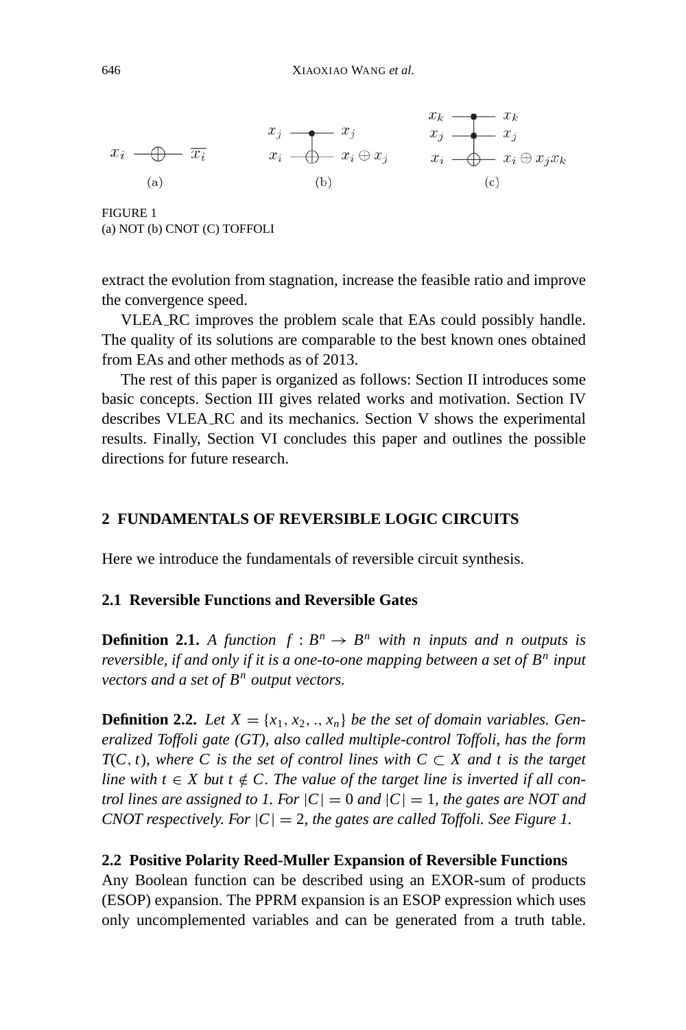FIGURE 1
(a) NOT (b) CNOT (C) TOFFOLI

extract the evolution from stagnation, increase the feasible ratio and improve the convergence speed.

VLEA_RC improves the problem scale that EAs could possibly handle. The quality of its solutions are comparable to the best known ones obtained from EAs and other methods as of 2013.

The rest of this paper is organized as follows: Section II introduces some basic concepts. Section III gives related works and motivation. Section IV describes VLEA_RC and its mechanics. Section V shows the experimental results. Finally, Section VI concludes this paper and outlines the possible directions for future research.

## 2 FUNDAMENTALS OF REVERSIBLE LOGIC CIRCUITS

Here we introduce the fundamentals of reversible circuit synthesis.

### 2.1 Reversible Functions and Reversible Gates

**Definition 2.1.** *A function $f : B^n \rightarrow B^n$ with $n$ inputs and $n$ outputs is reversible, if and only if it is a one-to-one mapping between a set of $B^n$ input vectors and a set of $B^n$ output vectors.*

**Definition 2.2.** *Let $X = \{x_1, x_2, ., x_n\}$ be the set of domain variables. Generalized Toffoli gate (GT), also called multiple-control Toffoli, has the form $T(C, t)$, where $C$ is the set of control lines with $C \subset X$ and $t$ is the target line with $t \in X$ but $t \notin C$. The value of the target line is inverted if all control lines are assigned to 1. For $|C| = 0$ and $|C| = 1$, the gates are NOT and CNOT respectively. For $|C| = 2$, the gates are called Toffoli. See Figure 1.*

### 2.2 Positive Polarity Reed-Muller Expansion of Reversible Functions

Any Boolean function can be described using an EXOR-sum of products (ESOP) expansion. The PPRM expansion is an ESOP expression which uses only uncomplemented variables and can be generated from a truth table.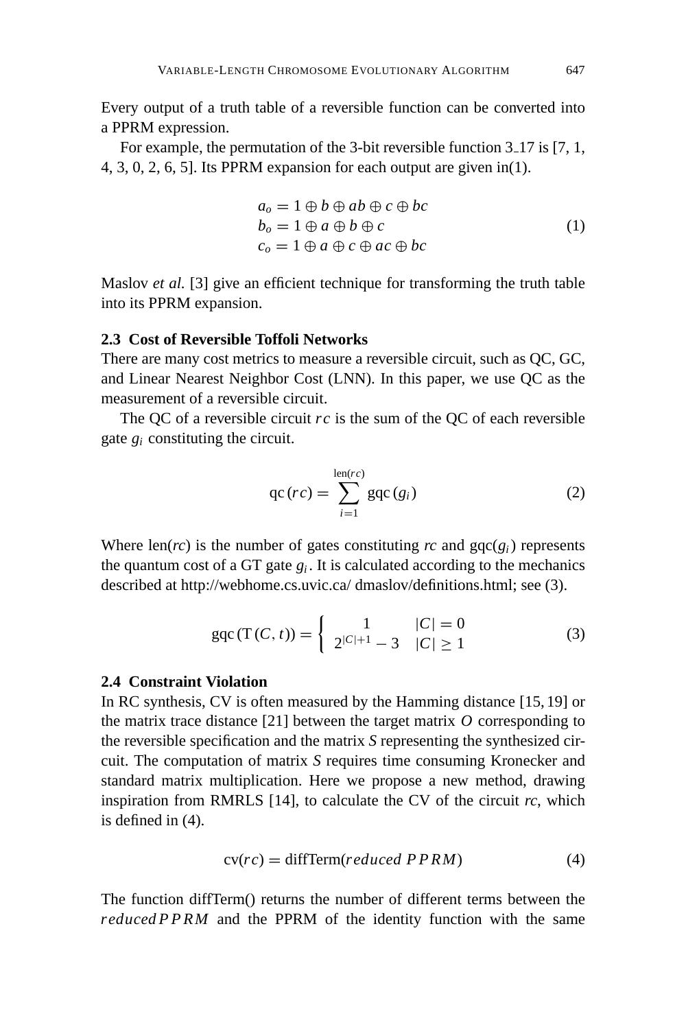Every output of a truth table of a reversible function can be converted into a PPRM expression.

For example, the permutation of the 3-bit reversible function 3_17 is [7, 1, 4, 3, 0, 2, 6, 5]. Its PPRM expansion for each output are given in(1).

$$
\begin{aligned}
a_o &= 1 \oplus b \oplus ab \oplus c \oplus bc \\
b_o &= 1 \oplus a \oplus b \oplus c \\
c_o &= 1 \oplus a \oplus c \oplus ac \oplus bc
\end{aligned}
\tag{1}
$$

Maslov *et al.* [3] give an efficient technique for transforming the truth table into its PPRM expansion.

### 2.3 Cost of Reversible Toffoli Networks

There are many cost metrics to measure a reversible circuit, such as QC, GC, and Linear Nearest Neighbor Cost (LNN). In this paper, we use QC as the measurement of a reversible circuit.

The QC of a reversible circuit $rc$ is the sum of the QC of each reversible gate $g_i$ constituting the circuit.

$$
\mathrm{qc}\,(rc) = \sum_{i=1}^{\mathrm{len}(rc)} \mathrm{gqc}\,(g_i) \tag{2}
$$

Where len(*rc*) is the number of gates constituting *rc* and gqc($g_i$) represents the quantum cost of a GT gate $g_i$. It is calculated according to the mechanics described at http://webhome.cs.uvic.ca/ dmaslov/definitions.html; see (3).

$$
\mathrm{gqc}\,(\mathrm{T}\,(C, t)) = \begin{cases} 1 & |C| = 0 \\ 2^{|C|+1} - 3 & |C| \geq 1 \end{cases} \tag{3}
$$

### 2.4 Constraint Violation

In RC synthesis, CV is often measured by the Hamming distance [15, 19] or the matrix trace distance [21] between the target matrix *O* corresponding to the reversible specification and the matrix *S* representing the synthesized circuit. The computation of matrix *S* requires time consuming Kronecker and standard matrix multiplication. Here we propose a new method, drawing inspiration from RMRLS [14], to calculate the CV of the circuit *rc*, which is defined in (4).

$$
\mathrm{cv}(rc) = \mathrm{diffTerm}(reduced\ PPRM) \tag{4}
$$

The function diffTerm() returns the number of different terms between the $reduced PPRM$ and the PPRM of the identity function with the same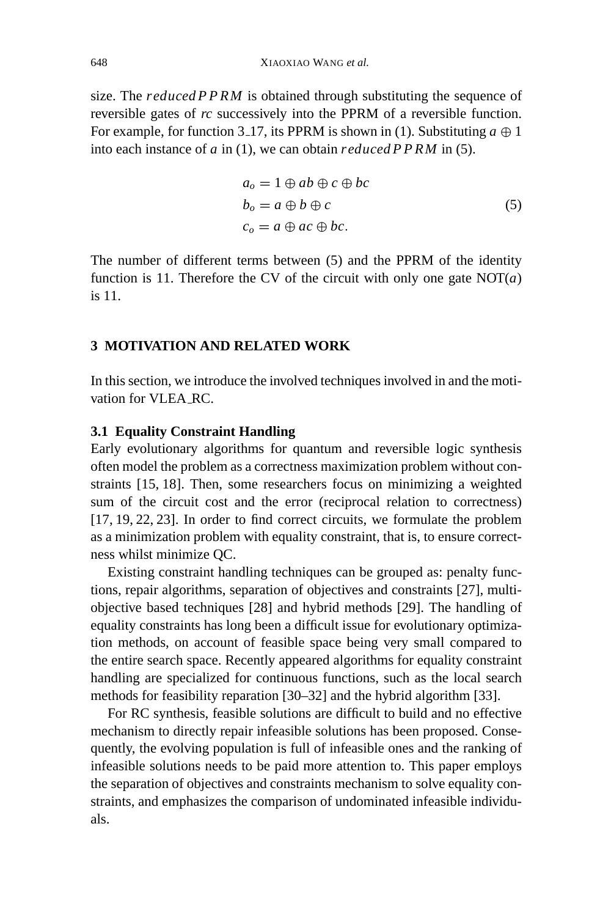size. The *reducedPPRM* is obtained through substituting the sequence of reversible gates of *rc* successively into the PPRM of a reversible function. For example, for function 3_17, its PPRM is shown in (1). Substituting $a \oplus 1$ into each instance of $a$ in (1), we can obtain *reducedPPRM* in (5).

$$
\begin{aligned}
a_o &= 1 \oplus ab \oplus c \oplus bc \\
b_o &= a \oplus b \oplus c \\
c_o &= a \oplus ac \oplus bc.
\end{aligned}
\tag{5}
$$

The number of different terms between (5) and the PPRM of the identity function is 11. Therefore the CV of the circuit with only one gate NOT($a$) is 11.

## 3 MOTIVATION AND RELATED WORK

In this section, we introduce the involved techniques involved in and the motivation for VLEA_RC.

### 3.1 Equality Constraint Handling

Early evolutionary algorithms for quantum and reversible logic synthesis often model the problem as a correctness maximization problem without constraints [15, 18]. Then, some researchers focus on minimizing a weighted sum of the circuit cost and the error (reciprocal relation to correctness) [17, 19, 22, 23]. In order to find correct circuits, we formulate the problem as a minimization problem with equality constraint, that is, to ensure correctness whilst minimize QC.

Existing constraint handling techniques can be grouped as: penalty functions, repair algorithms, separation of objectives and constraints [27], multi-objective based techniques [28] and hybrid methods [29]. The handling of equality constraints has long been a difficult issue for evolutionary optimization methods, on account of feasible space being very small compared to the entire search space. Recently appeared algorithms for equality constraint handling are specialized for continuous functions, such as the local search methods for feasibility reparation [30–32] and the hybrid algorithm [33].

For RC synthesis, feasible solutions are difficult to build and no effective mechanism to directly repair infeasible solutions has been proposed. Consequently, the evolving population is full of infeasible ones and the ranking of infeasible solutions needs to be paid more attention to. This paper employs the separation of objectives and constraints mechanism to solve equality constraints, and emphasizes the comparison of undominated infeasible individuals.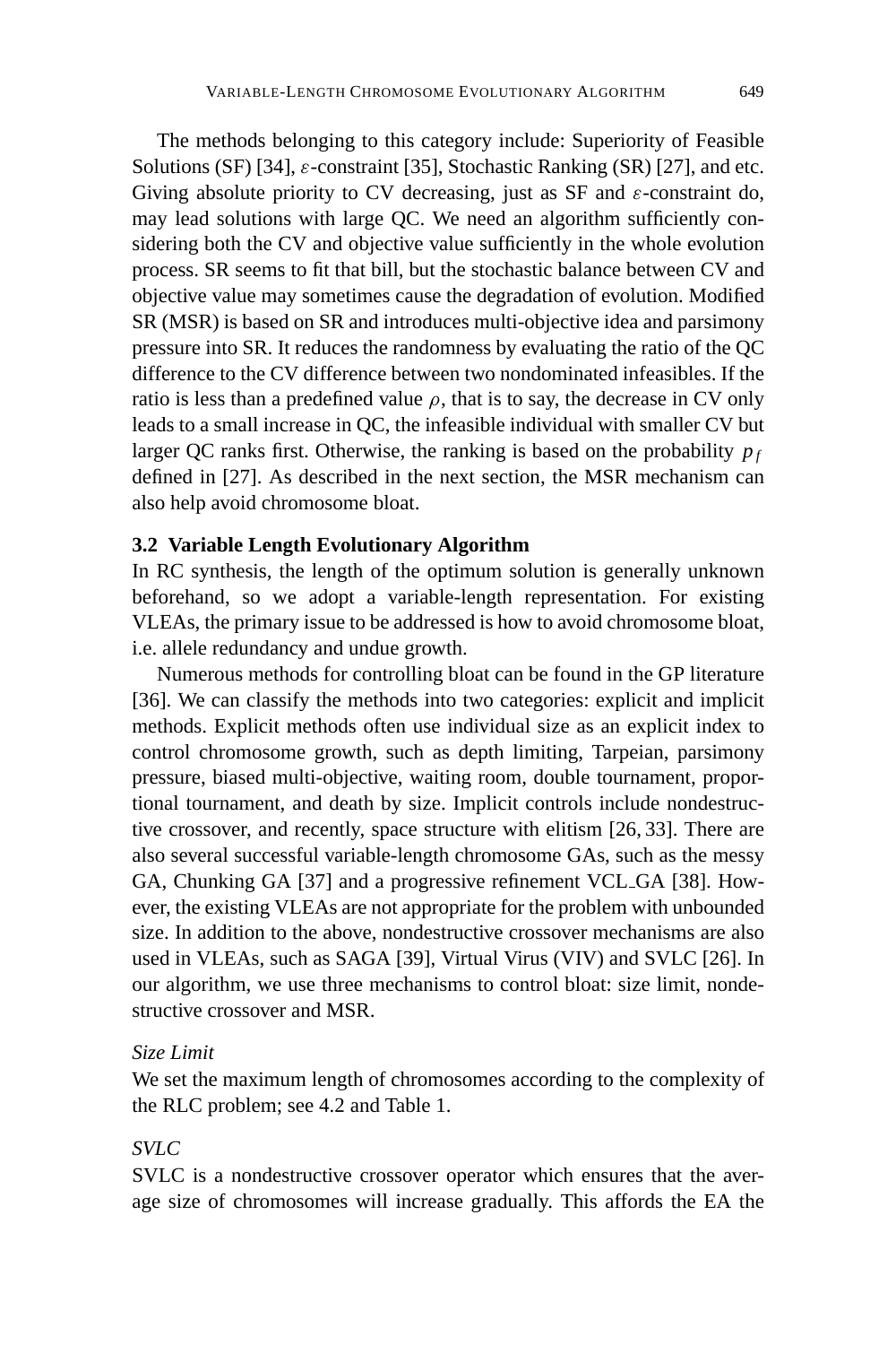The methods belonging to this category include: Superiority of Feasible Solutions (SF) [34], $\varepsilon$-constraint [35], Stochastic Ranking (SR) [27], and etc. Giving absolute priority to CV decreasing, just as SF and $\varepsilon$-constraint do, may lead solutions with large QC. We need an algorithm sufficiently considering both the CV and objective value sufficiently in the whole evolution process. SR seems to fit that bill, but the stochastic balance between CV and objective value may sometimes cause the degradation of evolution. Modified SR (MSR) is based on SR and introduces multi-objective idea and parsimony pressure into SR. It reduces the randomness by evaluating the ratio of the QC difference to the CV difference between two nondominated infeasibles. If the ratio is less than a predefined value $\rho$, that is to say, the decrease in CV only leads to a small increase in QC, the infeasible individual with smaller CV but larger QC ranks first. Otherwise, the ranking is based on the probability $p_f$ defined in [27]. As described in the next section, the MSR mechanism can also help avoid chromosome bloat.

### 3.2 Variable Length Evolutionary Algorithm

In RC synthesis, the length of the optimum solution is generally unknown beforehand, so we adopt a variable-length representation. For existing VLEAs, the primary issue to be addressed is how to avoid chromosome bloat, i.e. allele redundancy and undue growth.

Numerous methods for controlling bloat can be found in the GP literature [36]. We can classify the methods into two categories: explicit and implicit methods. Explicit methods often use individual size as an explicit index to control chromosome growth, such as depth limiting, Tarpeian, parsimony pressure, biased multi-objective, waiting room, double tournament, proportional tournament, and death by size. Implicit controls include nondestructive crossover, and recently, space structure with elitism [26, 33]. There are also several successful variable-length chromosome GAs, such as the messy GA, Chunking GA [37] and a progressive refinement VCL_GA [38]. However, the existing VLEAs are not appropriate for the problem with unbounded size. In addition to the above, nondestructive crossover mechanisms are also used in VLEAs, such as SAGA [39], Virtual Virus (VIV) and SVLC [26]. In our algorithm, we use three mechanisms to control bloat: size limit, nondestructive crossover and MSR.

*Size Limit*

We set the maximum length of chromosomes according to the complexity of the RLC problem; see 4.2 and Table 1.

*SVLC*

SVLC is a nondestructive crossover operator which ensures that the average size of chromosomes will increase gradually. This affords the EA the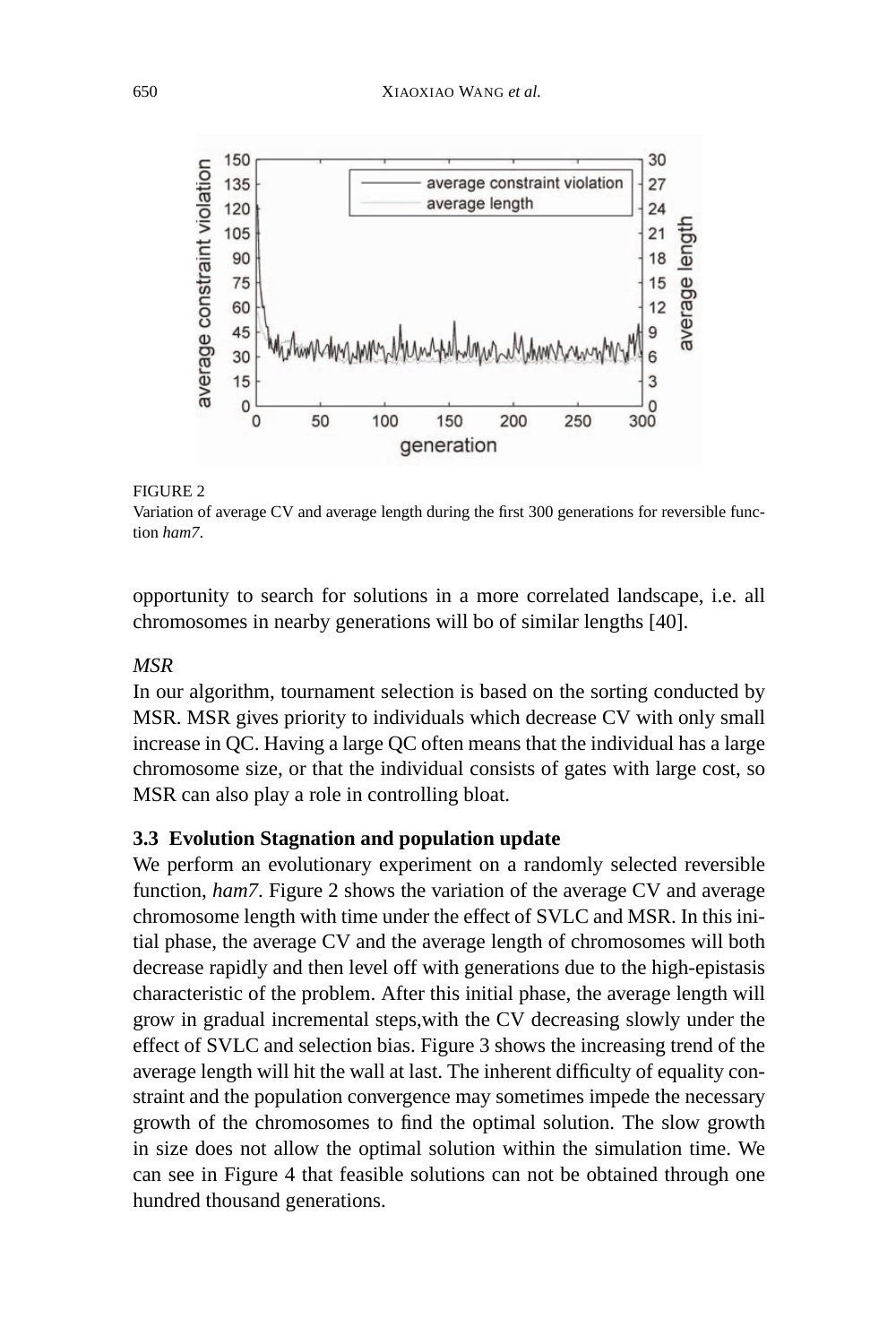FIGURE 2
Variation of average CV and average length during the first 300 generations for reversible function *ham7*.

opportunity to search for solutions in a more correlated landscape, i.e. all chromosomes in nearby generations will bo of similar lengths [40].

*MSR*

In our algorithm, tournament selection is based on the sorting conducted by MSR. MSR gives priority to individuals which decrease CV with only small increase in QC. Having a large QC often means that the individual has a large chromosome size, or that the individual consists of gates with large cost, so MSR can also play a role in controlling bloat.

### 3.3 Evolution Stagnation and population update

We perform an evolutionary experiment on a randomly selected reversible function, *ham7*. Figure 2 shows the variation of the average CV and average chromosome length with time under the effect of SVLC and MSR. In this initial phase, the average CV and the average length of chromosomes will both decrease rapidly and then level off with generations due to the high-epistasis characteristic of the problem. After this initial phase, the average length will grow in gradual incremental steps,with the CV decreasing slowly under the effect of SVLC and selection bias. Figure 3 shows the increasing trend of the average length will hit the wall at last. The inherent difficulty of equality constraint and the population convergence may sometimes impede the necessary growth of the chromosomes to find the optimal solution. The slow growth in size does not allow the optimal solution within the simulation time. We can see in Figure 4 that feasible solutions can not be obtained through one hundred thousand generations.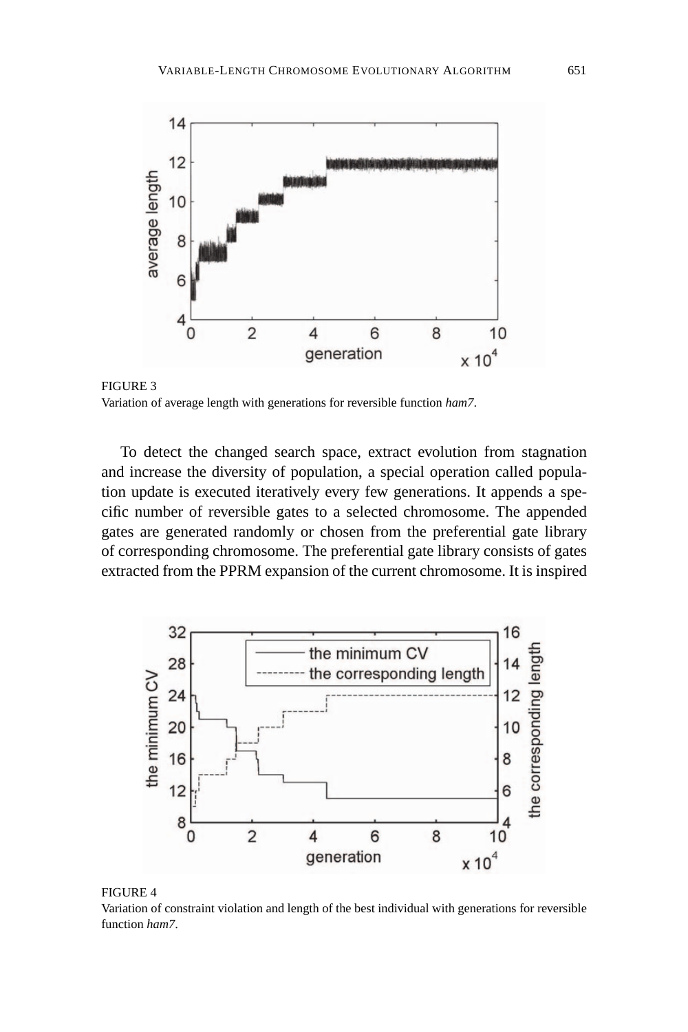FIGURE 3
Variation of average length with generations for reversible function *ham7*.

To detect the changed search space, extract evolution from stagnation and increase the diversity of population, a special operation called population update is executed iteratively every few generations. It appends a specific number of reversible gates to a selected chromosome. The appended gates are generated randomly or chosen from the preferential gate library of corresponding chromosome. The preferential gate library consists of gates extracted from the PPRM expansion of the current chromosome. It is inspired

FIGURE 4
Variation of constraint violation and length of the best individual with generations for reversible function *ham7*.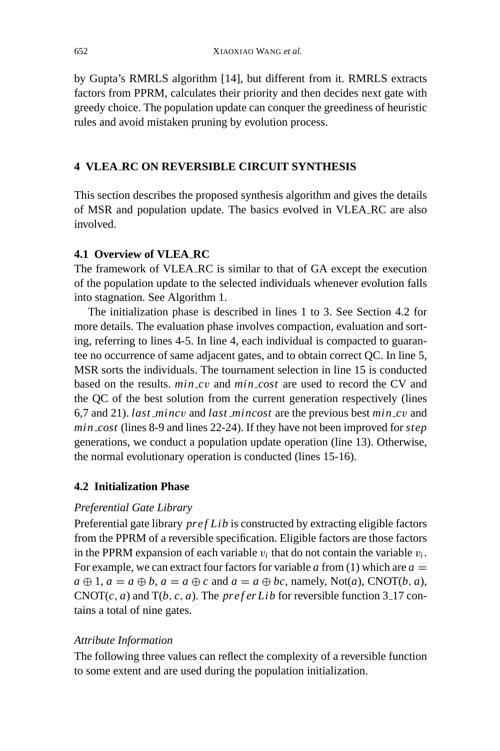by Gupta's RMRLS algorithm [14], but different from it. RMRLS extracts factors from PPRM, calculates their priority and then decides next gate with greedy choice. The population update can conquer the greediness of heuristic rules and avoid mistaken pruning by evolution process.

## 4 VLEA_RC ON REVERSIBLE CIRCUIT SYNTHESIS

This section describes the proposed synthesis algorithm and gives the details of MSR and population update. The basics evolved in VLEA_RC are also involved.

### 4.1 Overview of VLEA_RC

The framework of VLEA_RC is similar to that of GA except the execution of the population update to the selected individuals whenever evolution falls into stagnation. See Algorithm 1.

The initialization phase is described in lines 1 to 3. See Section 4.2 for more details. The evaluation phase involves compaction, evaluation and sorting, referring to lines 4-5. In line 4, each individual is compacted to guarantee no occurrence of same adjacent gates, and to obtain correct QC. In line 5, MSR sorts the individuals. The tournament selection in line 15 is conducted based on the results. $min\_cv$ and $min\_cost$ are used to record the CV and the QC of the best solution from the current generation respectively (lines 6,7 and 21). $last\_mincv$ and $last\_mincost$ are the previous best $min\_cv$ and $min\_cost$ (lines 8-9 and lines 22-24). If they have not been improved for $step$ generations, we conduct a population update operation (line 13). Otherwise, the normal evolutionary operation is conducted (lines 15-16).

### 4.2 Initialization Phase

*Preferential Gate Library*

Preferential gate library $prefLib$ is constructed by extracting eligible factors from the PPRM of a reversible specification. Eligible factors are those factors in the PPRM expansion of each variable $v_i$ that do not contain the variable $v_i$. For example, we can extract four factors for variable $a$ from (1) which are $a = a \oplus 1$, $a = a \oplus b$, $a = a \oplus c$ and $a = a \oplus bc$, namely, Not($a$), CNOT($b$, $a$), CNOT($c$, $a$) and T($b$, $c$, $a$). The $preferLib$ for reversible function 3_17 contains a total of nine gates.

*Attribute Information*

The following three values can reflect the complexity of a reversible function to some extent and are used during the population initialization.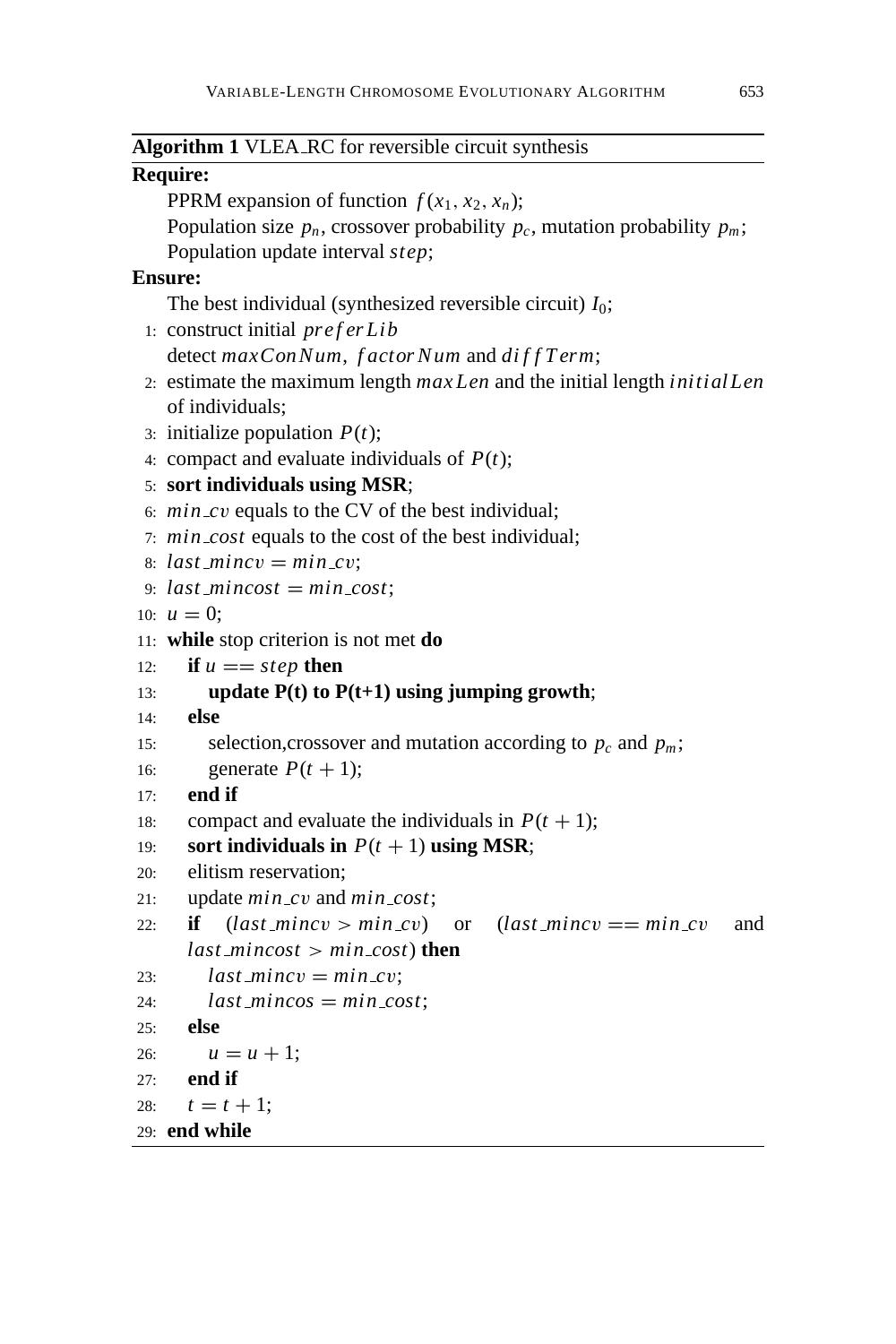**Algorithm 1** VLEA_RC for reversible circuit synthesis

**Require:**

PPRM expansion of function $f(x_1, x_2, x_n)$;
Population size $p_n$, crossover probability $p_c$, mutation probability $p_m$;
Population update interval $step$;

**Ensure:**

The best individual (synthesized reversible circuit) $I_0$;

1: construct initial $preferLib$
detect $maxConNum$, $factorNum$ and $diffTerm$;
2: estimate the maximum length $maxLen$ and the initial length $initialLen$ of individuals;
3: initialize population $P(t)$;
4: compact and evaluate individuals of $P(t)$;
5: **sort individuals using MSR**;
6: $min\_cv$ equals to the CV of the best individual;
7: $min\_cost$ equals to the cost of the best individual;
8: $last\_mincv = min\_cv$;
9: $last\_mincost = min\_cost$;
10: $u = 0$;
11: **while** stop criterion is not met **do**
12: &nbsp;&nbsp;&nbsp;&nbsp;**if** $u == step$ **then**
13: &nbsp;&nbsp;&nbsp;&nbsp;&nbsp;&nbsp;&nbsp;&nbsp;**update P(t) to P(t+1) using jumping growth**;
14: &nbsp;&nbsp;&nbsp;&nbsp;**else**
15: &nbsp;&nbsp;&nbsp;&nbsp;&nbsp;&nbsp;&nbsp;&nbsp;selection,crossover and mutation according to $p_c$ and $p_m$;
16: &nbsp;&nbsp;&nbsp;&nbsp;&nbsp;&nbsp;&nbsp;&nbsp;generate $P(t+1)$;
17: &nbsp;&nbsp;&nbsp;&nbsp;**end if**
18: &nbsp;&nbsp;&nbsp;&nbsp;compact and evaluate the individuals in $P(t+1)$;
19: &nbsp;&nbsp;&nbsp;&nbsp;**sort individuals in** $P(t+1)$ **using MSR**;
20: &nbsp;&nbsp;&nbsp;&nbsp;elitism reservation;
21: &nbsp;&nbsp;&nbsp;&nbsp;update $min\_cv$ and $min\_cost$;
22: &nbsp;&nbsp;&nbsp;&nbsp;**if** $(last\_mincv > min\_cv)$ or $(last\_mincv == min\_cv$ and $last\_mincost > min\_cost)$ **then**
23: &nbsp;&nbsp;&nbsp;&nbsp;&nbsp;&nbsp;&nbsp;&nbsp;$last\_mincv = min\_cv$;
24: &nbsp;&nbsp;&nbsp;&nbsp;&nbsp;&nbsp;&nbsp;&nbsp;$last\_mincos = min\_cost$;
25: &nbsp;&nbsp;&nbsp;&nbsp;**else**
26: &nbsp;&nbsp;&nbsp;&nbsp;&nbsp;&nbsp;&nbsp;&nbsp;$u = u + 1$;
27: &nbsp;&nbsp;&nbsp;&nbsp;**end if**
28: &nbsp;&nbsp;&nbsp;&nbsp;$t = t + 1$;
29: **end while**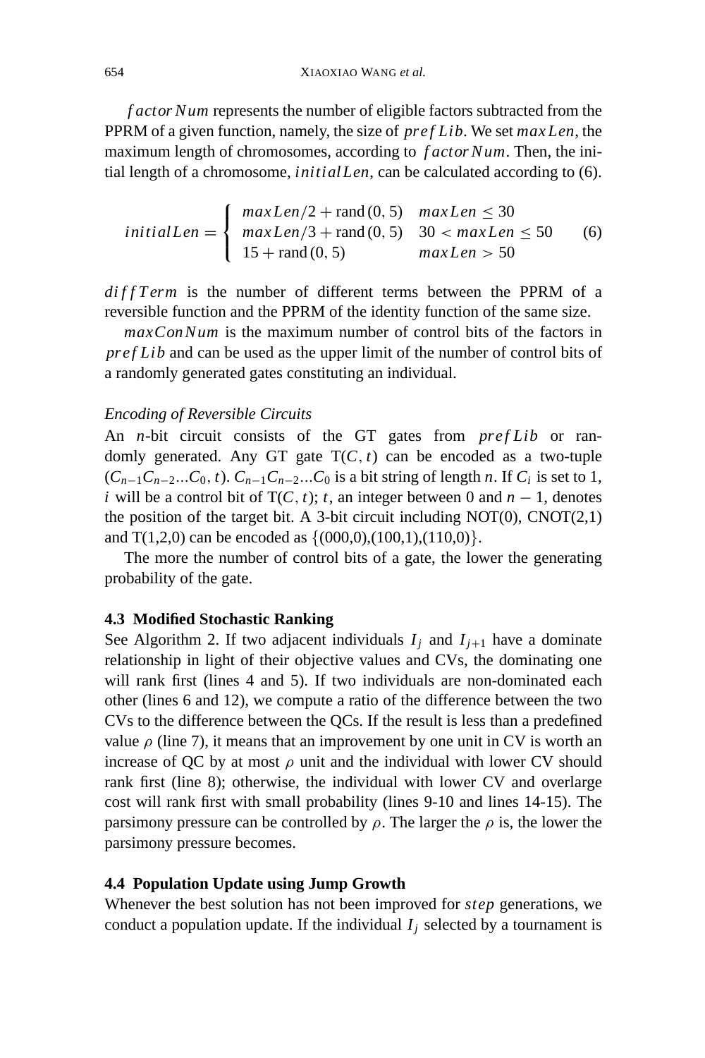$factorNum$ represents the number of eligible factors subtracted from the PPRM of a given function, namely, the size of $prefLib$. We set $maxLen$, the maximum length of chromosomes, according to $factorNum$. Then, the initial length of a chromosome, $initialLen$, can be calculated according to (6).

$$initialLen = \begin{cases} maxLen/2 + \text{rand}(0, 5) & maxLen \leq 30 \\ maxLen/3 + \text{rand}(0, 5) & 30 < maxLen \leq 50 \\ 15 + \text{rand}(0, 5) & maxLen > 50 \end{cases} \tag{6}$$

$diffTerm$ is the number of different terms between the PPRM of a reversible function and the PPRM of the identity function of the same size.

$maxConNum$ is the maximum number of control bits of the factors in $prefLib$ and can be used as the upper limit of the number of control bits of a randomly generated gates constituting an individual.

*Encoding of Reversible Circuits*

An $n$-bit circuit consists of the GT gates from $prefLib$ or randomly generated. Any GT gate $\mathrm{T}(C, t)$ can be encoded as a two-tuple $(C_{n-1}C_{n-2}...C_0, t)$. $C_{n-1}C_{n-2}...C_0$ is a bit string of length $n$. If $C_i$ is set to 1, $i$ will be a control bit of $\mathrm{T}(C, t)$; $t$, an integer between 0 and $n-1$, denotes the position of the target bit. A 3-bit circuit including NOT(0), CNOT(2,1) and T(1,2,0) can be encoded as $\{(000,0),(100,1),(110,0)\}$.

The more the number of control bits of a gate, the lower the generating probability of the gate.

### 4.3 Modified Stochastic Ranking

See Algorithm 2. If two adjacent individuals $I_j$ and $I_{j+1}$ have a dominate relationship in light of their objective values and CVs, the dominating one will rank first (lines 4 and 5). If two individuals are non-dominated each other (lines 6 and 12), we compute a ratio of the difference between the two CVs to the difference between the QCs. If the result is less than a predefined value $\rho$ (line 7), it means that an improvement by one unit in CV is worth an increase of QC by at most $\rho$ unit and the individual with lower CV should rank first (line 8); otherwise, the individual with lower CV and overlarge cost will rank first with small probability (lines 9-10 and lines 14-15). The parsimony pressure can be controlled by $\rho$. The larger the $\rho$ is, the lower the parsimony pressure becomes.

### 4.4 Population Update using Jump Growth

Whenever the best solution has not been improved for $step$ generations, we conduct a population update. If the individual $I_j$ selected by a tournament is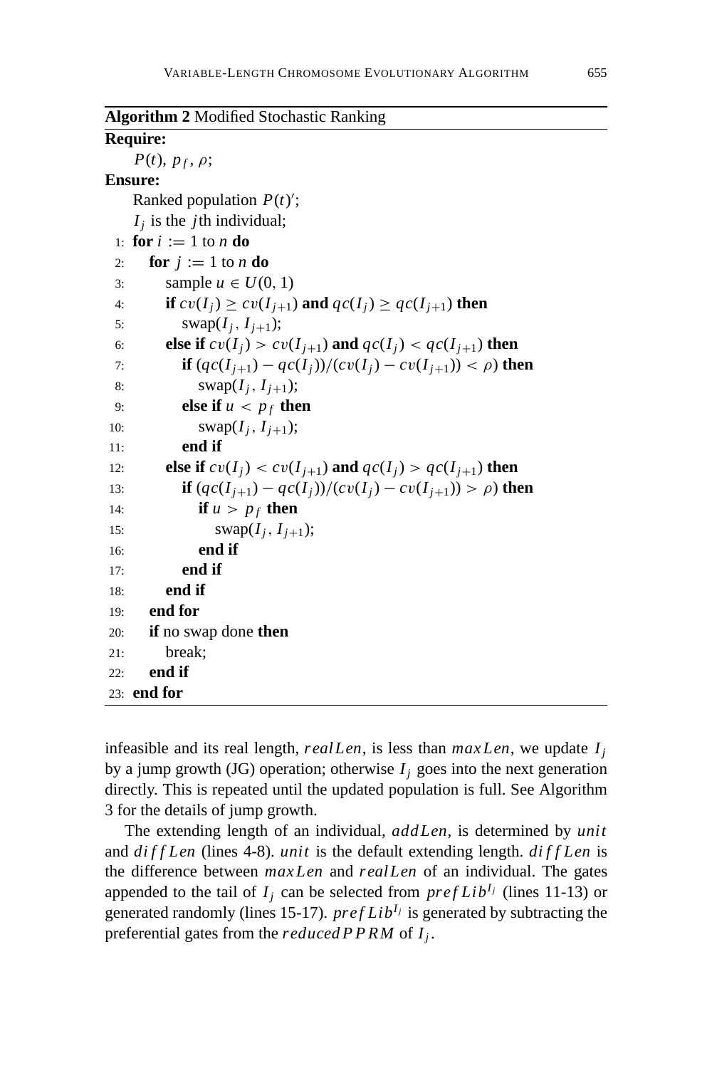**Algorithm 2** Modified Stochastic Ranking

**Require:**
$P(t)$, $p_f$, $\rho$;

**Ensure:**
Ranked population $P(t)'$;
$I_j$ is the $j$th individual;

```
1:  for i := 1 to n do
2:    for j := 1 to n do
3:      sample u ∈ U(0, 1)
4:      if cv(I_j) ≥ cv(I_{j+1}) and qc(I_j) ≥ qc(I_{j+1}) then
5:        swap(I_j, I_{j+1});
6:      else if cv(I_j) > cv(I_{j+1}) and qc(I_j) < qc(I_{j+1}) then
7:        if (qc(I_{j+1}) − qc(I_j))/(cv(I_j) − cv(I_{j+1})) < ρ then
8:          swap(I_j, I_{j+1});
9:        else if u < p_f then
10:         swap(I_j, I_{j+1});
11:       end if
12:     else if cv(I_j) < cv(I_{j+1}) and qc(I_j) > qc(I_{j+1}) then
13:       if (qc(I_{j+1}) − qc(I_j))/(cv(I_j) − cv(I_{j+1})) > ρ then
14:         if u > p_f then
15:           swap(I_j, I_{j+1});
16:         end if
17:       end if
18:     end if
19:   end for
20:   if no swap done then
21:     break;
22:   end if
23: end for
```

infeasible and its real length, $realLen$, is less than $maxLen$, we update $I_j$ by a jump growth (JG) operation; otherwise $I_j$ goes into the next generation directly. This is repeated until the updated population is full. See Algorithm 3 for the details of jump growth.

The extending length of an individual, $addLen$, is determined by $unit$ and $diffLen$ (lines 4-8). $unit$ is the default extending length. $diffLen$ is the difference between $maxLen$ and $realLen$ of an individual. The gates appended to the tail of $I_j$ can be selected from $prefLib^{I_j}$ (lines 11-13) or generated randomly (lines 15-17). $prefLib^{I_j}$ is generated by subtracting the preferential gates from the $reducedPPRM$ of $I_j$.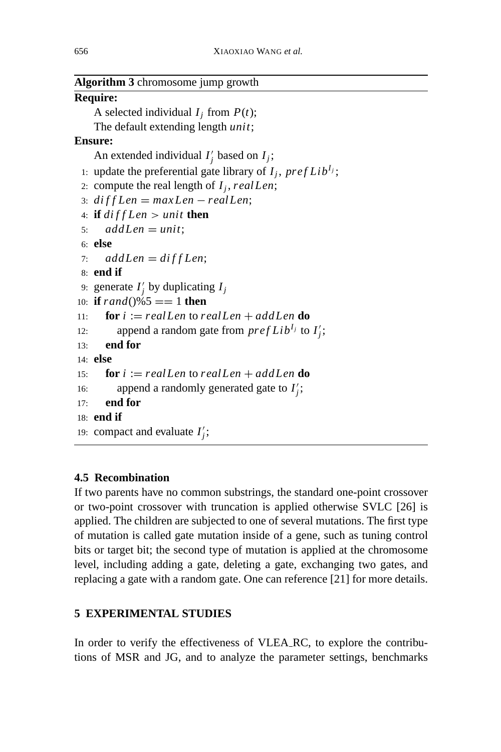**Algorithm 3** chromosome jump growth

**Require:**

A selected individual $I_j$ from $P(t)$;

The default extending length $unit$;

**Ensure:**

An extended individual $I'_j$ based on $I_j$;

```
1: update the preferential gate library of I_j, prefLib^{I_j};
2: compute the real length of I_j, realLen;
3: diffLen = maxLen − realLen;
4: if diffLen > unit then
5:    addLen = unit;
6: else
7:    addLen = diffLen;
8: end if
9: generate I'_j by duplicating I_j
10: if rand()%5 == 1 then
11:    for i := realLen to realLen + addLen do
12:       append a random gate from prefLib^{I_j} to I'_j;
13:    end for
14: else
15:    for i := realLen to realLen + addLen do
16:       append a randomly generated gate to I'_j;
17:    end for
18: end if
19: compact and evaluate I'_j;
```

### 4.5 Recombination

If two parents have no common substrings, the standard one-point crossover or two-point crossover with truncation is applied otherwise SVLC [26] is applied. The children are subjected to one of several mutations. The first type of mutation is called gate mutation inside of a gene, such as tuning control bits or target bit; the second type of mutation is applied at the chromosome level, including adding a gate, deleting a gate, exchanging two gates, and replacing a gate with a random gate. One can reference [21] for more details.

## 5 EXPERIMENTAL STUDIES

In order to verify the effectiveness of VLEA_RC, to explore the contributions of MSR and JG, and to analyze the parameter settings, benchmarks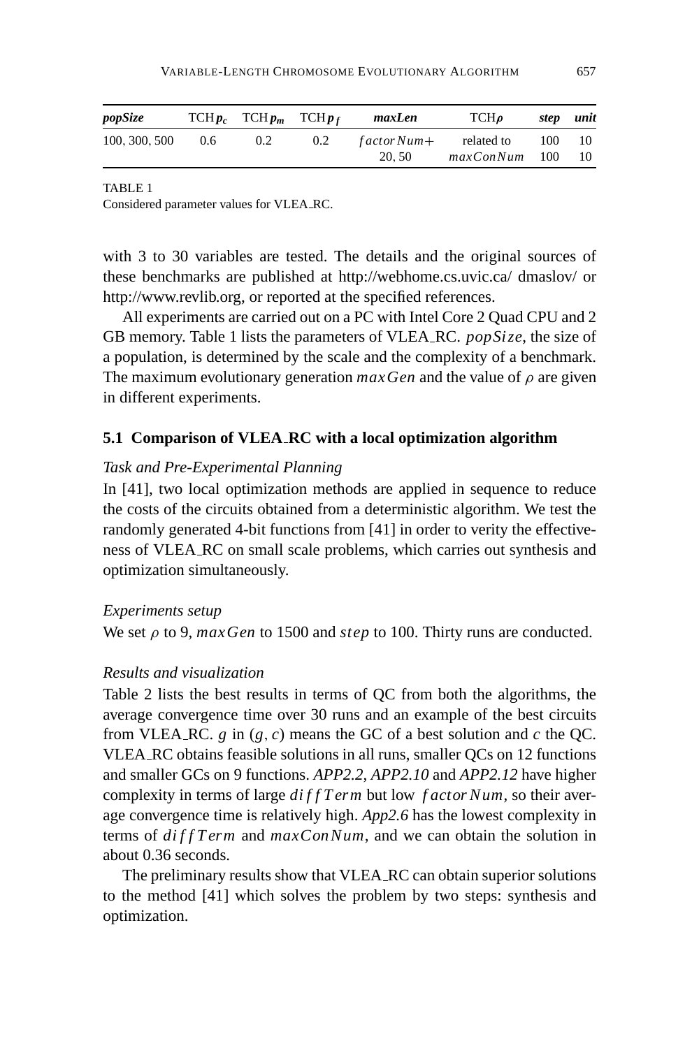| *popSize* | TCH $p_c$ | TCH $p_m$ | TCH $p_f$ | *maxLen* | TCH $\rho$ | *step* | *unit* |
|---|---|---|---|---|---|---|---|
| 100, 300, 500 | 0.6 | 0.2 | 0.2 | $factorNum+$ | related to | 100 | 10 |
| | | | | 20, 50 | $maxConNum$ | 100 | 10 |

TABLE 1
Considered parameter values for VLEA_RC.

with 3 to 30 variables are tested. The details and the original sources of these benchmarks are published at http://webhome.cs.uvic.ca/ dmaslov/ or http://www.revlib.org, or reported at the specified references.

All experiments are carried out on a PC with Intel Core 2 Quad CPU and 2 GB memory. Table 1 lists the parameters of VLEA_RC. $popSize$, the size of a population, is determined by the scale and the complexity of a benchmark. The maximum evolutionary generation $maxGen$ and the value of $\rho$ are given in different experiments.

### 5.1 Comparison of VLEA_RC with a local optimization algorithm

*Task and Pre-Experimental Planning*

In [41], two local optimization methods are applied in sequence to reduce the costs of the circuits obtained from a deterministic algorithm. We test the randomly generated 4-bit functions from [41] in order to verity the effectiveness of VLEA_RC on small scale problems, which carries out synthesis and optimization simultaneously.

*Experiments setup*

We set $\rho$ to 9, $maxGen$ to 1500 and $step$ to 100. Thirty runs are conducted.

*Results and visualization*

Table 2 lists the best results in terms of QC from both the algorithms, the average convergence time over 30 runs and an example of the best circuits from VLEA_RC. $g$ in $(g, c)$ means the GC of a best solution and $c$ the QC. VLEA_RC obtains feasible solutions in all runs, smaller QCs on 12 functions and smaller GCs on 9 functions. *APP2.2*, *APP2.10* and *APP2.12* have higher complexity in terms of large $diffTerm$ but low $factorNum$, so their average convergence time is relatively high. *App2.6* has the lowest complexity in terms of $diffTerm$ and $maxConNum$, and we can obtain the solution in about 0.36 seconds.

The preliminary results show that VLEA_RC can obtain superior solutions to the method [41] which solves the problem by two steps: synthesis and optimization.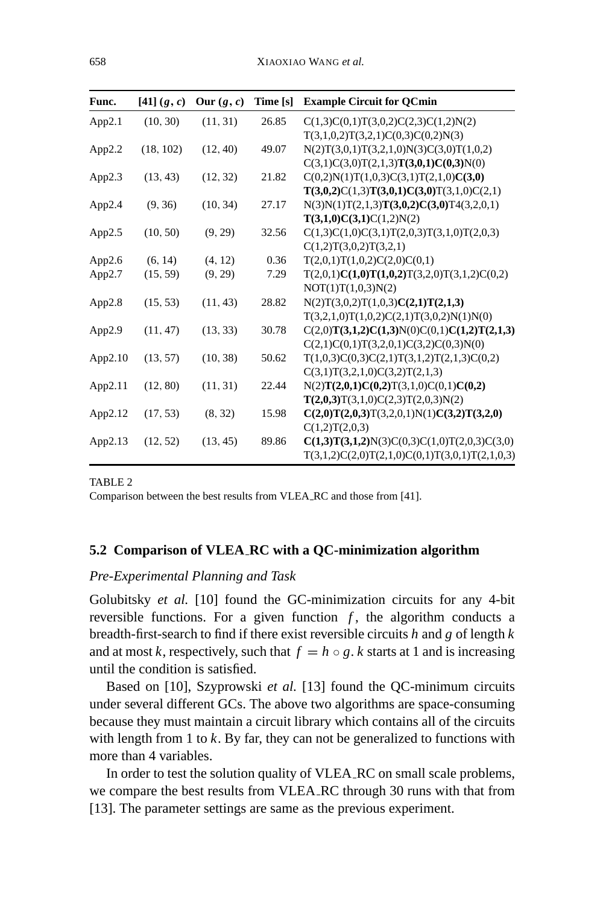| Func. | [41] $(g, c)$ | Our $(g, c)$ | Time [s] | Example Circuit for QCmin |
|---|---|---|---|---|
| App2.1 | (10, 30) | (11, 31) | 26.85 | C(1,3)C(0,1)T(3,0,2)C(2,3)C(1,2)N(2) T(3,1,0,2)T(3,2,1)C(0,3)C(0,2)N(3) |
| App2.2 | (18, 102) | (12, 40) | 49.07 | N(2)T(3,0,1)T(3,2,1,0)N(3)C(3,0)T(1,0,2) C(3,1)C(3,0)T(2,1,3)**T(3,0,1)C(0,3)**N(0) |
| App2.3 | (13, 43) | (12, 32) | 21.82 | C(0,2)N(1)T(1,0,3)C(3,1)T(2,1,0)**C(3,0) T(3,0,2)**C(1,3)**T(3,0,1)C(3,0)**T(3,1,0)C(2,1) |
| App2.4 | (9, 36) | (10, 34) | 27.17 | N(3)N(1)T(2,1,3)**T(3,0,2)C(3,0)**T4(3,2,0,1) **T(3,1,0)C(3,1)**C(1,2)N(2) |
| App2.5 | (10, 50) | (9, 29) | 32.56 | C(1,3)C(1,0)C(3,1)T(2,0,3)T(3,1,0)T(2,0,3) C(1,2)T(3,0,2)T(3,2,1) |
| App2.6 | (6, 14) | (4, 12) | 0.36 | T(2,0,1)T(1,0,2)C(2,0)C(0,1) |
| App2.7 | (15, 59) | (9, 29) | 7.29 | T(2,0,1)**C(1,0)T(1,0,2)**T(3,2,0)T(3,1,2)C(0,2) NOT(1)T(1,0,3)N(2) |
| App2.8 | (15, 53) | (11, 43) | 28.82 | N(2)T(3,0,2)T(1,0,3)**C(2,1)T(2,1,3)** T(3,2,1,0)T(1,0,2)C(2,1)T(3,0,2)N(1)N(0) |
| App2.9 | (11, 47) | (13, 33) | 30.78 | C(2,0)**T(3,1,2)C(1,3)**N(0)C(0,1)**C(1,2)T(2,1,3)** C(2,1)C(0,1)T(3,2,0,1)C(3,2)C(0,3)N(0) |
| App2.10 | (13, 57) | (10, 38) | 50.62 | T(1,0,3)C(0,3)C(2,1)T(3,1,2)T(2,1,3)C(0,2) C(3,1)T(3,2,1,0)C(3,2)T(2,1,3) |
| App2.11 | (12, 80) | (11, 31) | 22.44 | N(2)**T(2,0,1)C(0,2)**T(3,1,0)C(0,1)**C(0,2) T(2,0,3)**T(3,1,0)C(2,3)T(2,0,3)N(2) |
| App2.12 | (17, 53) | (8, 32) | 15.98 | **C(2,0)T(2,0,3)**T(3,2,0,1)N(1)**C(3,2)T(3,2,0)** C(1,2)T(2,0,3) |
| App2.13 | (12, 52) | (13, 45) | 89.86 | **C(1,3)T(3,1,2)**N(3)C(0,3)C(1,0)T(2,0,3)C(3,0) T(3,1,2)C(2,0)T(2,1,0)C(0,1)T(3,0,1)T(2,1,0,3) |

TABLE 2
Comparison between the best results from VLEA_RC and those from [41].

### 5.2 Comparison of VLEA_RC with a QC-minimization algorithm

*Pre-Experimental Planning and Task*

Golubitsky *et al.* [10] found the GC-minimization circuits for any 4-bit reversible functions. For a given function $f$, the algorithm conducts a breadth-first-search to find if there exist reversible circuits $h$ and $g$ of length $k$ and at most $k$, respectively, such that $f = h \circ g$. $k$ starts at 1 and is increasing until the condition is satisfied.

Based on [10], Szyprowski *et al.* [13] found the QC-minimum circuits under several different GCs. The above two algorithms are space-consuming because they must maintain a circuit library which contains all of the circuits with length from 1 to $k$. By far, they can not be generalized to functions with more than 4 variables.

In order to test the solution quality of VLEA_RC on small scale problems, we compare the best results from VLEA_RC through 30 runs with that from [13]. The parameter settings are same as the previous experiment.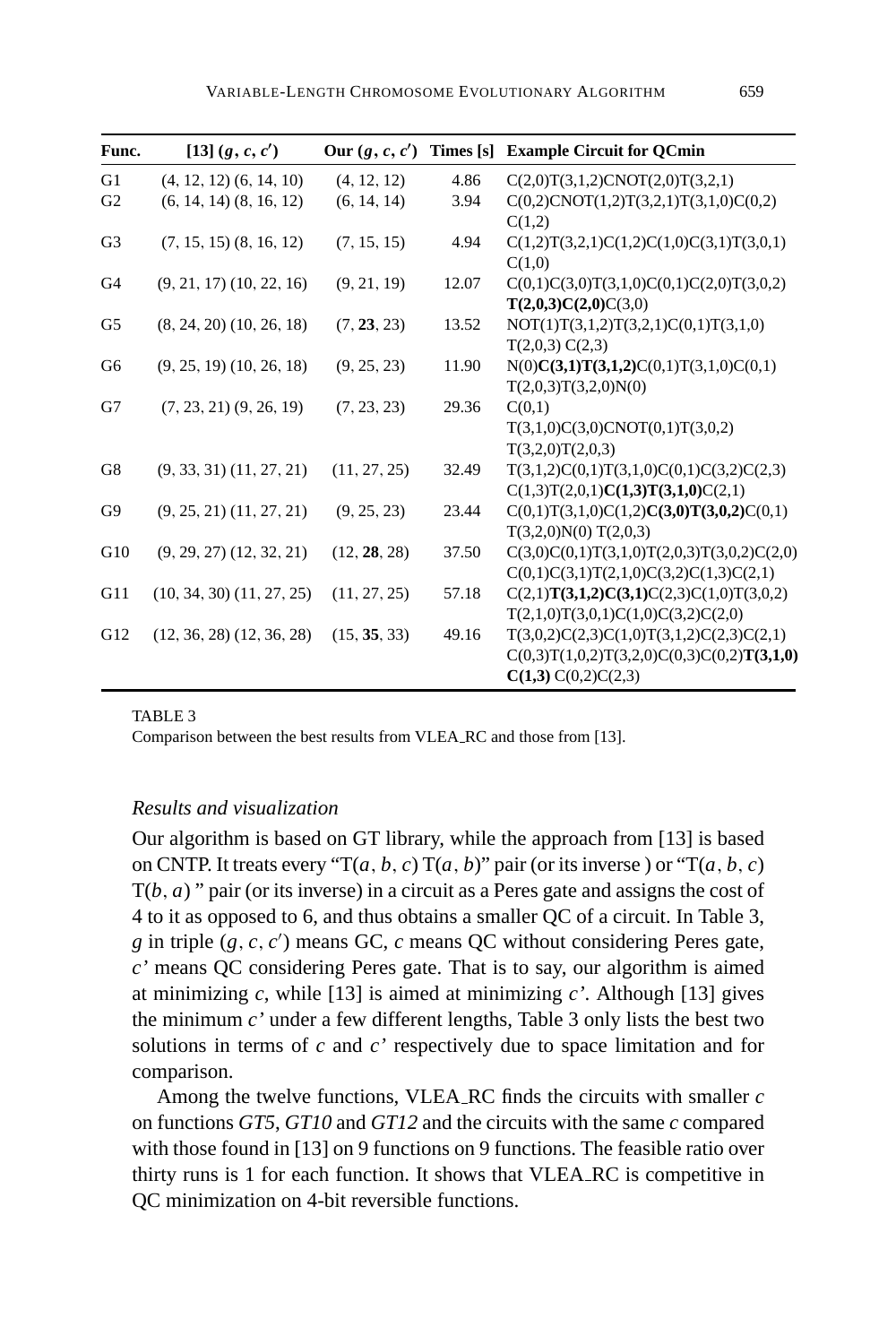| Func. | [13] $(g, c, c')$ | Our $(g, c, c')$ | Times [s] | Example Circuit for QCmin |
|---|---|---|---|---|
| G1 | (4, 12, 12) (6, 14, 10) | (4, 12, 12) | 4.86 | C(2,0)T(3,1,2)CNOT(2,0)T(3,2,1) |
| G2 | (6, 14, 14) (8, 16, 12) | (6, 14, 14) | 3.94 | C(0,2)CNOT(1,2)T(3,2,1)T(3,1,0)C(0,2) C(1,2) |
| G3 | (7, 15, 15) (8, 16, 12) | (7, 15, 15) | 4.94 | C(1,2)T(3,2,1)C(1,2)C(1,0)C(3,1)T(3,0,1) C(1,0) |
| G4 | (9, 21, 17) (10, 22, 16) | (9, 21, 19) | 12.07 | C(0,1)C(3,0)T(3,1,0)C(0,1)C(2,0)T(3,0,2) **T(2,0,3)C(2,0)**C(3,0) |
| G5 | (8, 24, 20) (10, 26, 18) | (7, **23**, 23) | 13.52 | NOT(1)T(3,1,2)T(3,2,1)C(0,1)T(3,1,0) T(2,0,3) C(2,3) |
| G6 | (9, 25, 19) (10, 26, 18) | (9, 25, 23) | 11.90 | N(0)**C(3,1)T(3,1,2)**C(0,1)T(3,1,0)C(0,1) T(2,0,3)T(3,2,0)N(0) |
| G7 | (7, 23, 21) (9, 26, 19) | (7, 23, 23) | 29.36 | C(0,1) T(3,1,0)C(3,0)CNOT(0,1)T(3,0,2) T(3,2,0)T(2,0,3) |
| G8 | (9, 33, 31) (11, 27, 21) | (11, 27, 25) | 32.49 | T(3,1,2)C(0,1)T(3,1,0)C(0,1)C(3,2)C(2,3) C(1,3)T(2,0,1)**C(1,3)T(3,1,0)**C(2,1) |
| G9 | (9, 25, 21) (11, 27, 21) | (9, 25, 23) | 23.44 | C(0,1)T(3,1,0)C(1,2)**C(3,0)T(3,0,2)**C(0,1) T(3,2,0)N(0) T(2,0,3) |
| G10 | (9, 29, 27) (12, 32, 21) | (12, **28**, 28) | 37.50 | C(3,0)C(0,1)T(3,1,0)T(2,0,3)T(3,0,2)C(2,0) C(0,1)C(3,1)T(2,1,0)C(3,2)C(1,3)C(2,1) |
| G11 | (10, 34, 30) (11, 27, 25) | (11, 27, 25) | 57.18 | C(2,1)**T(3,1,2)C(3,1)**C(2,3)C(1,0)T(3,0,2) T(2,1,0)T(3,0,1)C(1,0)C(3,2)C(2,0) |
| G12 | (12, 36, 28) (12, 36, 28) | (15, **35**, 33) | 49.16 | T(3,0,2)C(2,3)C(1,0)T(3,1,2)C(2,3)C(2,1) C(0,3)T(1,0,2)T(3,2,0)C(0,3)C(0,2)**T(3,1,0) C(1,3)** C(0,2)C(2,3) |

TABLE 3

Comparison between the best results from VLEA_RC and those from [13].

### *Results and visualization*

Our algorithm is based on GT library, while the approach from [13] is based on CNTP. It treats every "T$(a, b, c)$ T$(a, b)$" pair (or its inverse ) or "T$(a, b, c)$ T$(b, a)$ " pair (or its inverse) in a circuit as a Peres gate and assigns the cost of 4 to it as opposed to 6, and thus obtains a smaller QC of a circuit. In Table 3, $g$ in triple $(g, c, c')$ means GC, $c$ means QC without considering Peres gate, *c'* means QC considering Peres gate. That is to say, our algorithm is aimed at minimizing $c$, while [13] is aimed at minimizing *c'*. Although [13] gives the minimum *c'* under a few different lengths, Table 3 only lists the best two solutions in terms of $c$ and *c'* respectively due to space limitation and for comparison.

Among the twelve functions, VLEA_RC finds the circuits with smaller $c$ on functions *GT5*, *GT10* and *GT12* and the circuits with the same $c$ compared with those found in [13] on 9 functions on 9 functions. The feasible ratio over thirty runs is 1 for each function. It shows that VLEA_RC is competitive in QC minimization on 4-bit reversible functions.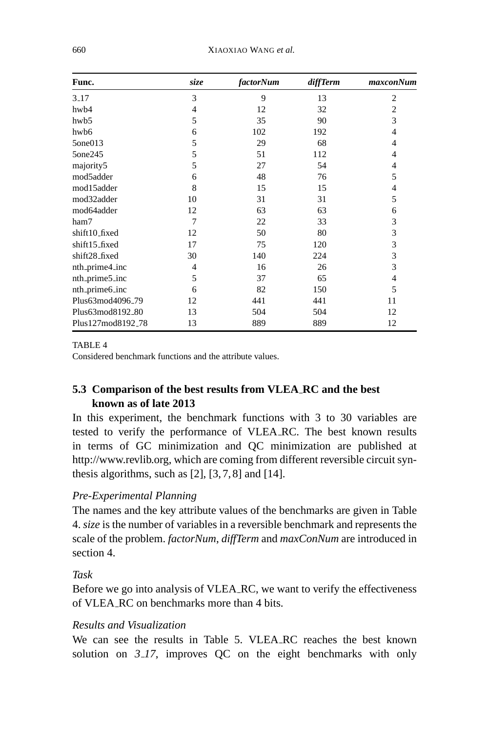| Func. | *size* | *factorNum* | *diffTerm* | *maxconNum* |
|---|---|---|---|---|
| 3_17 | 3 | 9 | 13 | 2 |
| hwb4 | 4 | 12 | 32 | 2 |
| hwb5 | 5 | 35 | 90 | 3 |
| hwb6 | 6 | 102 | 192 | 4 |
| 5one013 | 5 | 29 | 68 | 4 |
| 5one245 | 5 | 51 | 112 | 4 |
| majority5 | 5 | 27 | 54 | 4 |
| mod5adder | 6 | 48 | 76 | 5 |
| mod15adder | 8 | 15 | 15 | 4 |
| mod32adder | 10 | 31 | 31 | 5 |
| mod64adder | 12 | 63 | 63 | 6 |
| ham7 | 7 | 22 | 33 | 3 |
| shift10_fixed | 12 | 50 | 80 | 3 |
| shift15_fixed | 17 | 75 | 120 | 3 |
| shift28_fixed | 30 | 140 | 224 | 3 |
| nth_prime4_inc | 4 | 16 | 26 | 3 |
| nth_prime5_inc | 5 | 37 | 65 | 4 |
| nth_prime6_inc | 6 | 82 | 150 | 5 |
| Plus63mod4096_79 | 12 | 441 | 441 | 11 |
| Plus63mod8192_80 | 13 | 504 | 504 | 12 |
| Plus127mod8192_78 | 13 | 889 | 889 | 12 |

TABLE 4
Considered benchmark functions and the attribute values.

### 5.3 Comparison of the best results from VLEA_RC and the best known as of late 2013

In this experiment, the benchmark functions with 3 to 30 variables are tested to verify the performance of VLEA_RC. The best known results in terms of GC minimization and QC minimization are published at http://www.revlib.org, which are coming from different reversible circuit synthesis algorithms, such as [2], [3, 7, 8] and [14].

*Pre-Experimental Planning*

The names and the key attribute values of the benchmarks are given in Table 4. *size* is the number of variables in a reversible benchmark and represents the scale of the problem. *factorNum*, *diffTerm* and *maxConNum* are introduced in section 4.

*Task*

Before we go into analysis of VLEA_RC, we want to verify the effectiveness of VLEA_RC on benchmarks more than 4 bits.

*Results and Visualization*

We can see the results in Table 5. VLEA_RC reaches the best known solution on *3_17*, improves QC on the eight benchmarks with only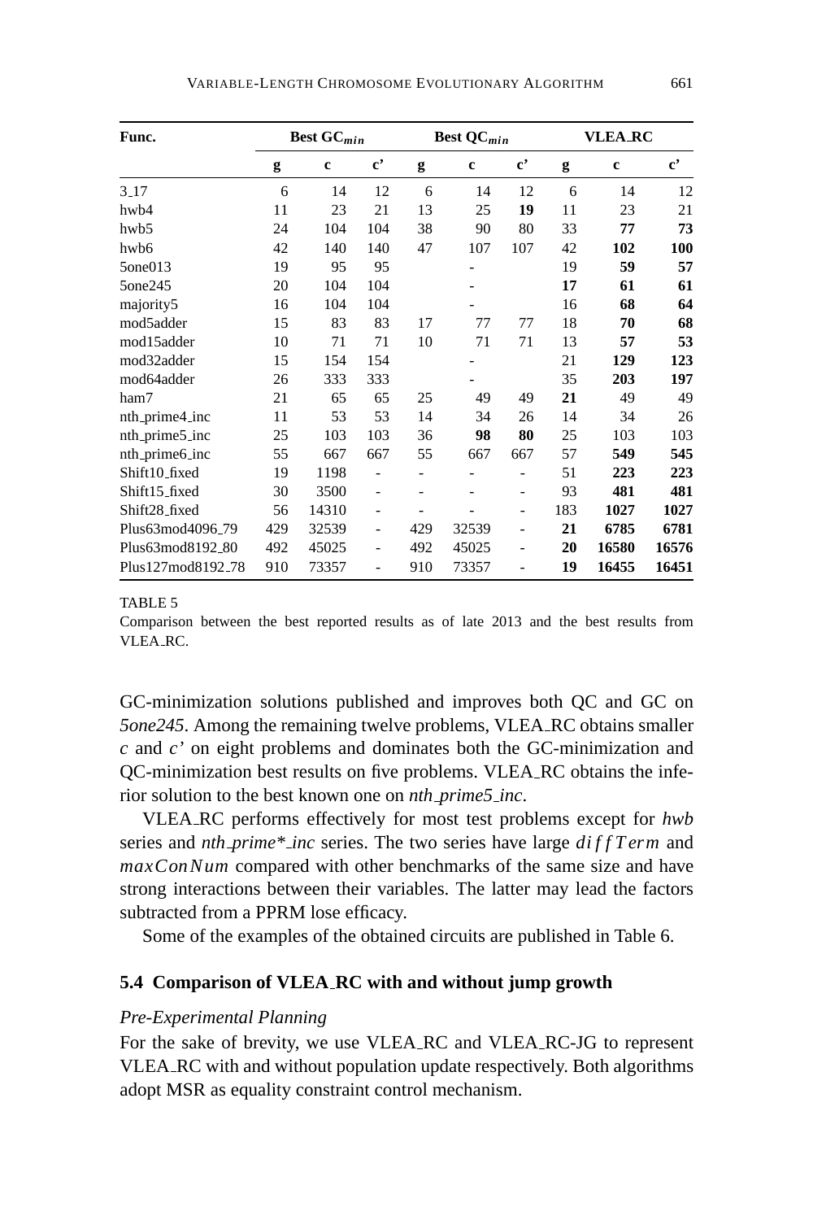| Func. | Best $GC_{min}$ | | | Best $QC_{min}$ | | | VLEA_RC | | |
|---|---|---|---|---|---|---|---|---|---|
| | **g** | **c** | **c'** | **g** | **c** | **c'** | **g** | **c** | **c'** |
| 3_17 | 6 | 14 | 12 | 6 | 14 | 12 | 6 | 14 | 12 |
| hwb4 | 11 | 23 | 21 | 13 | 25 | **19** | 11 | 23 | 21 |
| hwb5 | 24 | 104 | 104 | 38 | 90 | 80 | 33 | **77** | **73** |
| hwb6 | 42 | 140 | 140 | 47 | 107 | 107 | 42 | **102** | **100** |
| 5one013 | 19 | 95 | 95 | | - | | 19 | **59** | **57** |
| 5one245 | 20 | 104 | 104 | | - | | **17** | **61** | **61** |
| majority5 | 16 | 104 | 104 | | - | | 16 | **68** | **64** |
| mod5adder | 15 | 83 | 83 | 17 | 77 | 77 | 18 | **70** | **68** |
| mod15adder | 10 | 71 | 71 | 10 | 71 | 71 | 13 | **57** | **53** |
| mod32adder | 15 | 154 | 154 | | - | | 21 | **129** | **123** |
| mod64adder | 26 | 333 | 333 | | - | | 35 | **203** | **197** |
| ham7 | 21 | 65 | 65 | 25 | 49 | 49 | **21** | 49 | 49 |
| nth_prime4_inc | 11 | 53 | 53 | 14 | 34 | 26 | 14 | 34 | 26 |
| nth_prime5_inc | 25 | 103 | 103 | 36 | **98** | **80** | 25 | 103 | 103 |
| nth_prime6_inc | 55 | 667 | 667 | 55 | 667 | 667 | 57 | **549** | **545** |
| Shift10_fixed | 19 | 1198 | - | - | - | - | 51 | **223** | **223** |
| Shift15_fixed | 30 | 3500 | - | - | - | - | 93 | **481** | **481** |
| Shift28_fixed | 56 | 14310 | - | - | - | - | 183 | **1027** | **1027** |
| Plus63mod4096_79 | 429 | 32539 | - | 429 | 32539 | - | **21** | **6785** | **6781** |
| Plus63mod8192_80 | 492 | 45025 | - | 492 | 45025 | - | **20** | **16580** | **16576** |
| Plus127mod8192_78 | 910 | 73357 | - | 910 | 73357 | - | **19** | **16455** | **16451** |

TABLE 5
Comparison between the best reported results as of late 2013 and the best results from VLEA_RC.

GC-minimization solutions published and improves both QC and GC on *5one245*. Among the remaining twelve problems, VLEA_RC obtains smaller *c* and *c'* on eight problems and dominates both the GC-minimization and QC-minimization best results on five problems. VLEA_RC obtains the inferior solution to the best known one on *nth_prime5_inc*.

VLEA_RC performs effectively for most test problems except for *hwb* series and *nth_prime*_inc* series. The two series have large $diffTerm$ and $maxConNum$ compared with other benchmarks of the same size and have strong interactions between their variables. The latter may lead the factors subtracted from a PPRM lose efficacy.

Some of the examples of the obtained circuits are published in Table 6.

### 5.4 Comparison of VLEA_RC with and without jump growth

*Pre-Experimental Planning*

For the sake of brevity, we use VLEA_RC and VLEA_RC-JG to represent VLEA_RC with and without population update respectively. Both algorithms adopt MSR as equality constraint control mechanism.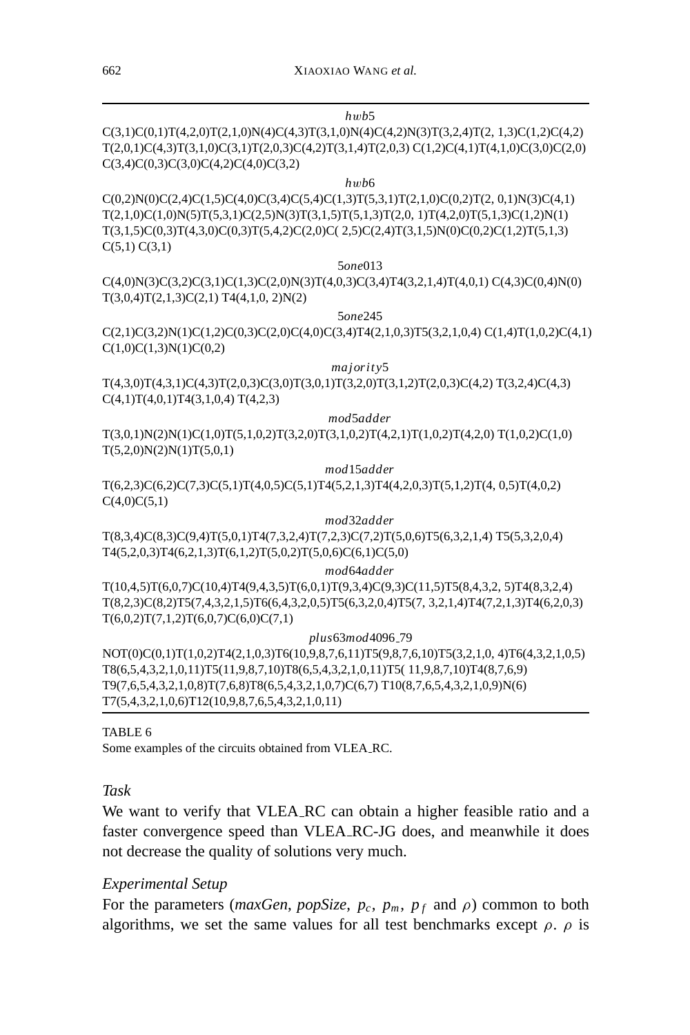*hwb*5

C(3,1)C(0,1)T(4,2,0)T(2,1,0)N(4)C(4,3)T(3,1,0)N(4)C(4,2)N(3)T(3,2,4)T(2, 1,3)C(1,2)C(4,2) T(2,0,1)C(4,3)T(3,1,0)C(3,1)T(2,0,3)C(4,2)T(3,1,4)T(2,0,3) C(1,2)C(4,1)T(4,1,0)C(3,0)C(2,0) C(3,4)C(0,3)C(3,0)C(4,2)C(4,0)C(3,2)

*hwb*6

C(0,2)N(0)C(2,4)C(1,5)C(4,0)C(3,4)C(5,4)C(1,3)T(5,3,1)T(2,1,0)C(0,2)T(2, 0,1)N(3)C(4,1) T(2,1,0)C(1,0)N(5)T(5,3,1)C(2,5)N(3)T(3,1,5)T(5,1,3)T(2,0, 1)T(4,2,0)T(5,1,3)C(1,2)N(1) T(3,1,5)C(0,3)T(4,3,0)C(0,3)T(5,4,2)C(2,0)C( 2,5)C(2,4)T(3,1,5)N(0)C(0,2)C(1,2)T(5,1,3) C(5,1) C(3,1)

5*one*013

C(4,0)N(3)C(3,2)C(3,1)C(1,3)C(2,0)N(3)T(4,0,3)C(3,4)T4(3,2,1,4)T(4,0,1) C(4,3)C(0,4)N(0) T(3,0,4)T(2,1,3)C(2,1) T4(4,1,0, 2)N(2)

5*one*245

C(2,1)C(3,2)N(1)C(1,2)C(0,3)C(2,0)C(4,0)C(3,4)T4(2,1,0,3)T5(3,2,1,0,4) C(1,4)T(1,0,2)C(4,1) C(1,0)C(1,3)N(1)C(0,2)

*majority*5

T(4,3,0)T(4,3,1)C(4,3)T(2,0,3)C(3,0)T(3,0,1)T(3,2,0)T(3,1,2)T(2,0,3)C(4,2) T(3,2,4)C(4,3) C(4,1)T(4,0,1)T4(3,1,0,4) T(4,2,3)

*mod*5*adder*

T(3,0,1)N(2)N(1)C(1,0)T(5,1,0,2)T(3,2,0)T(3,1,0,2)T(4,2,1)T(1,0,2)T(4,2,0) T(1,0,2)C(1,0) T(5,2,0)N(2)N(1)T(5,0,1)

*mod*15*adder*

T(6,2,3)C(6,2)C(7,3)C(5,1)T(4,0,5)C(5,1)T4(5,2,1,3)T4(4,2,0,3)T(5,1,2)T(4, 0,5)T(4,0,2) C(4,0)C(5,1)

*mod*32*adder*

T(8,3,4)C(8,3)C(9,4)T(5,0,1)T4(7,3,2,4)T(7,2,3)C(7,2)T(5,0,6)T5(6,3,2,1,4) T5(5,3,2,0,4) T4(5,2,0,3)T4(6,2,1,3)T(6,1,2)T(5,0,2)T(5,0,6)C(6,1)C(5,0)

*mod*64*adder*

T(10,4,5)T(6,0,7)C(10,4)T4(9,4,3,5)T(6,0,1)T(9,3,4)C(9,3)C(11,5)T5(8,4,3,2, 5)T4(8,3,2,4) T(8,2,3)C(8,2)T5(7,4,3,2,1,5)T6(6,4,3,2,0,5)T5(6,3,2,0,4)T5(7, 3,2,1,4)T4(7,2,1,3)T4(6,2,0,3) T(6,0,2)T(7,1,2)T(6,0,7)C(6,0)C(7,1)

*plus*63*mod*4096_79

NOT(0)C(0,1)T(1,0,2)T4(2,1,0,3)T6(10,9,8,7,6,11)T5(9,8,7,6,10)T5(3,2,1,0, 4)T6(4,3,2,1,0,5) T8(6,5,4,3,2,1,0,11)T5(11,9,8,7,10)T8(6,5,4,3,2,1,0,11)T5( 11,9,8,7,10)T4(8,7,6,9) T9(7,6,5,4,3,2,1,0,8)T(7,6,8)T8(6,5,4,3,2,1,0,7)C(6,7) T10(8,7,6,5,4,3,2,1,0,9)N(6) T7(5,4,3,2,1,0,6)T12(10,9,8,7,6,5,4,3,2,1,0,11)

TABLE 6
Some examples of the circuits obtained from VLEA_RC.

*Task*

We want to verify that VLEA_RC can obtain a higher feasible ratio and a faster convergence speed than VLEA_RC-JG does, and meanwhile it does not decrease the quality of solutions very much.

*Experimental Setup*

For the parameters (*maxGen*, *popSize*, $p_c$, $p_m$, $p_f$ and $\rho$) common to both algorithms, we set the same values for all test benchmarks except $\rho$. $\rho$ is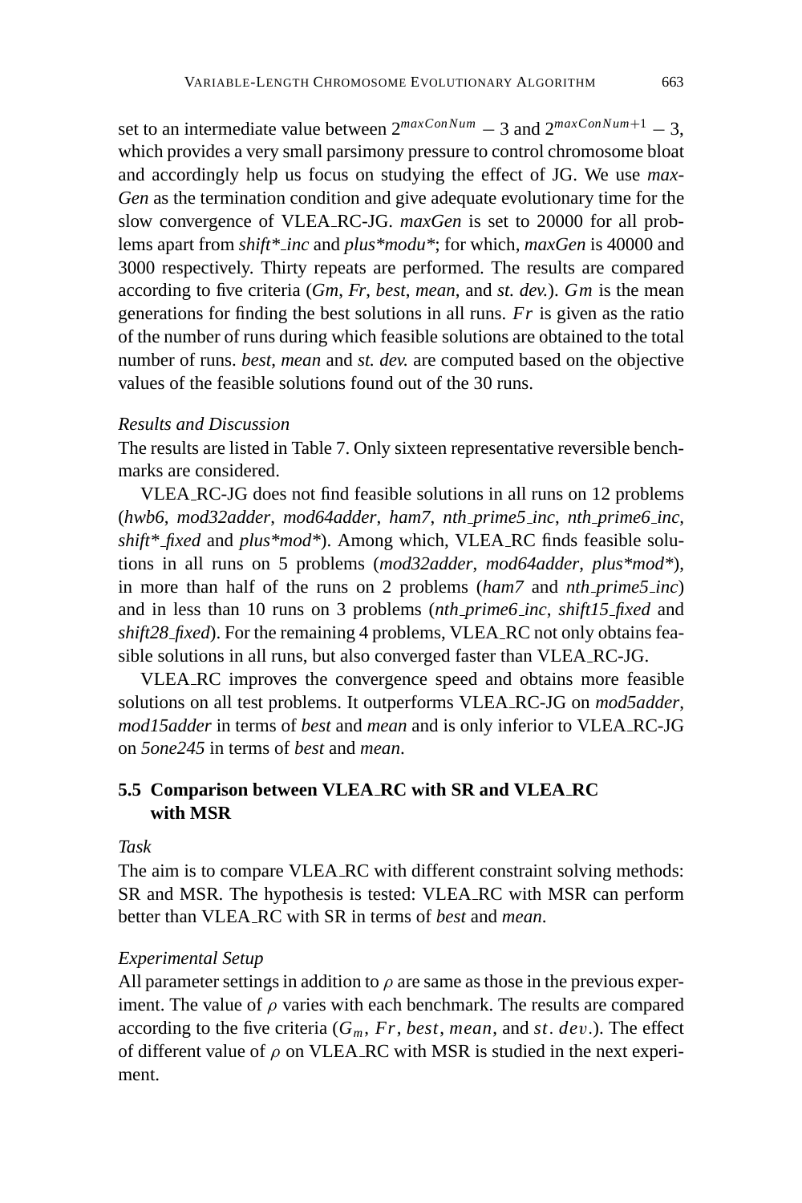set to an intermediate value between $2^{maxConNum} - 3$ and $2^{maxConNum+1} - 3$, which provides a very small parsimony pressure to control chromosome bloat and accordingly help us focus on studying the effect of JG. We use *maxGen* as the termination condition and give adequate evolutionary time for the slow convergence of VLEA_RC-JG. *maxGen* is set to 20000 for all problems apart from *shift*_inc* and *plus*modu**; for which, *maxGen* is 40000 and 3000 respectively. Thirty repeats are performed. The results are compared according to five criteria (*Gm*, *Fr*, *best*, *mean*, and *st. dev.*). $Gm$ is the mean generations for finding the best solutions in all runs. $Fr$ is given as the ratio of the number of runs during which feasible solutions are obtained to the total number of runs. *best*, *mean* and *st. dev.* are computed based on the objective values of the feasible solutions found out of the 30 runs.

*Results and Discussion*

The results are listed in Table 7. Only sixteen representative reversible benchmarks are considered.

VLEA_RC-JG does not find feasible solutions in all runs on 12 problems (*hwb6*, *mod32adder*, *mod64adder*, *ham7*, *nth_prime5_inc*, *nth_prime6_inc*, *shift*_fixed* and *plus*mod**). Among which, VLEA_RC finds feasible solutions in all runs on 5 problems (*mod32adder*, *mod64adder*, *plus*mod**), in more than half of the runs on 2 problems (*ham7* and *nth_prime5_inc*) and in less than 10 runs on 3 problems (*nth_prime6_inc*, *shift15_fixed* and *shift28_fixed*). For the remaining 4 problems, VLEA_RC not only obtains feasible solutions in all runs, but also converged faster than VLEA_RC-JG.

VLEA_RC improves the convergence speed and obtains more feasible solutions on all test problems. It outperforms VLEA_RC-JG on *mod5adder*, *mod15adder* in terms of *best* and *mean* and is only inferior to VLEA_RC-JG on *5one245* in terms of *best* and *mean*.

### 5.5 Comparison between VLEA_RC with SR and VLEA_RC with MSR

*Task*

The aim is to compare VLEA_RC with different constraint solving methods: SR and MSR. The hypothesis is tested: VLEA_RC with MSR can perform better than VLEA_RC with SR in terms of *best* and *mean*.

*Experimental Setup*

All parameter settings in addition to $\rho$ are same as those in the previous experiment. The value of $\rho$ varies with each benchmark. The results are compared according to the five criteria ($G_m$, $Fr$, $best$, $mean$, and $st.\ dev.$). The effect of different value of $\rho$ on VLEA_RC with MSR is studied in the next experiment.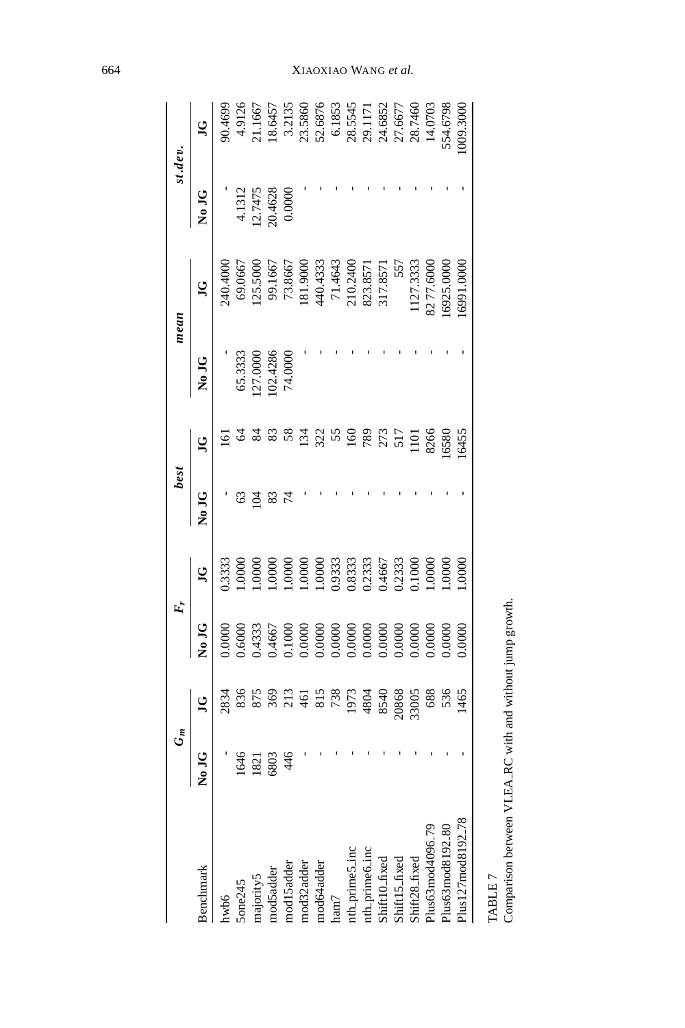| Benchmark | $G_m$ | | $F_r$ | | *best* | | *mean* | | *st.dev.* | |
|---|---|---|---|---|---|---|---|---|---|---|
| | No JG | JG | No JG | JG | No JG | JG | No JG | JG | No JG | JG |
| hwb6 | - | 2834 | 0.0000 | 0.3333 | - | 161 | - | 240.4000 | - | 90.4699 |
| 5one245 | 1646 | 836 | 0.6000 | 1.0000 | 63 | 64 | 65.3333 | 69.0667 | 4.1312 | 4.9126 |
| majority5 | 1821 | 875 | 0.4333 | 1.0000 | 104 | 84 | 127.0000 | 125.5000 | 12.7475 | 21.1667 |
| mod5adder | 6803 | 369 | 0.4667 | 1.0000 | 83 | 83 | 102.4286 | 99.1667 | 20.4628 | 18.6457 |
| mod15adder | 446 | 213 | 0.1000 | 1.0000 | 74 | 58 | 74.0000 | 73.8667 | 0.0000 | 3.2135 |
| mod32adder | - | 461 | 0.0000 | 1.0000 | - | 134 | - | 181.9000 | - | 23.5860 |
| mod64adder | - | 815 | 0.0000 | 1.0000 | - | 322 | - | 440.4333 | - | 52.6876 |
| ham7 | - | 738 | 0.0000 | 0.9333 | - | 55 | - | 71.4643 | - | 6.1853 |
| nth_prime5_inc | - | 1973 | 0.0000 | 0.8333 | - | 160 | - | 210.2400 | - | 28.5545 |
| nth_prime6_inc | - | 4804 | 0.0000 | 0.2333 | - | 789 | - | 823.8571 | - | 29.1171 |
| Shift10_fixed | - | 8540 | 0.0000 | 0.4667 | - | 273 | - | 317.8571 | - | 24.6852 |
| Shift15_fixed | - | 20868 | 0.0000 | 0.2333 | - | 517 | - | 557 | - | 27.6677 |
| Shift28_fixed | - | 33005 | 0.0000 | 0.1000 | - | 1101 | - | 1127.3333 | - | 28.7460 |
| Plus63mod4096_79 | - | 688 | 0.0000 | 1.0000 | - | 8266 | - | 8277.6000 | - | 14.0703 |
| Plus63mod8192_80 | - | 536 | 0.0000 | 1.0000 | - | 16580 | - | 16925.0000 | - | 554.6798 |
| Plus127mod8192_78 | - | 1465 | 0.0000 | 1.0000 | - | 16455 | - | 16991.0000 | - | 1009.3000 |

TABLE 7
Comparison between VLEA_RC with and without jump growth.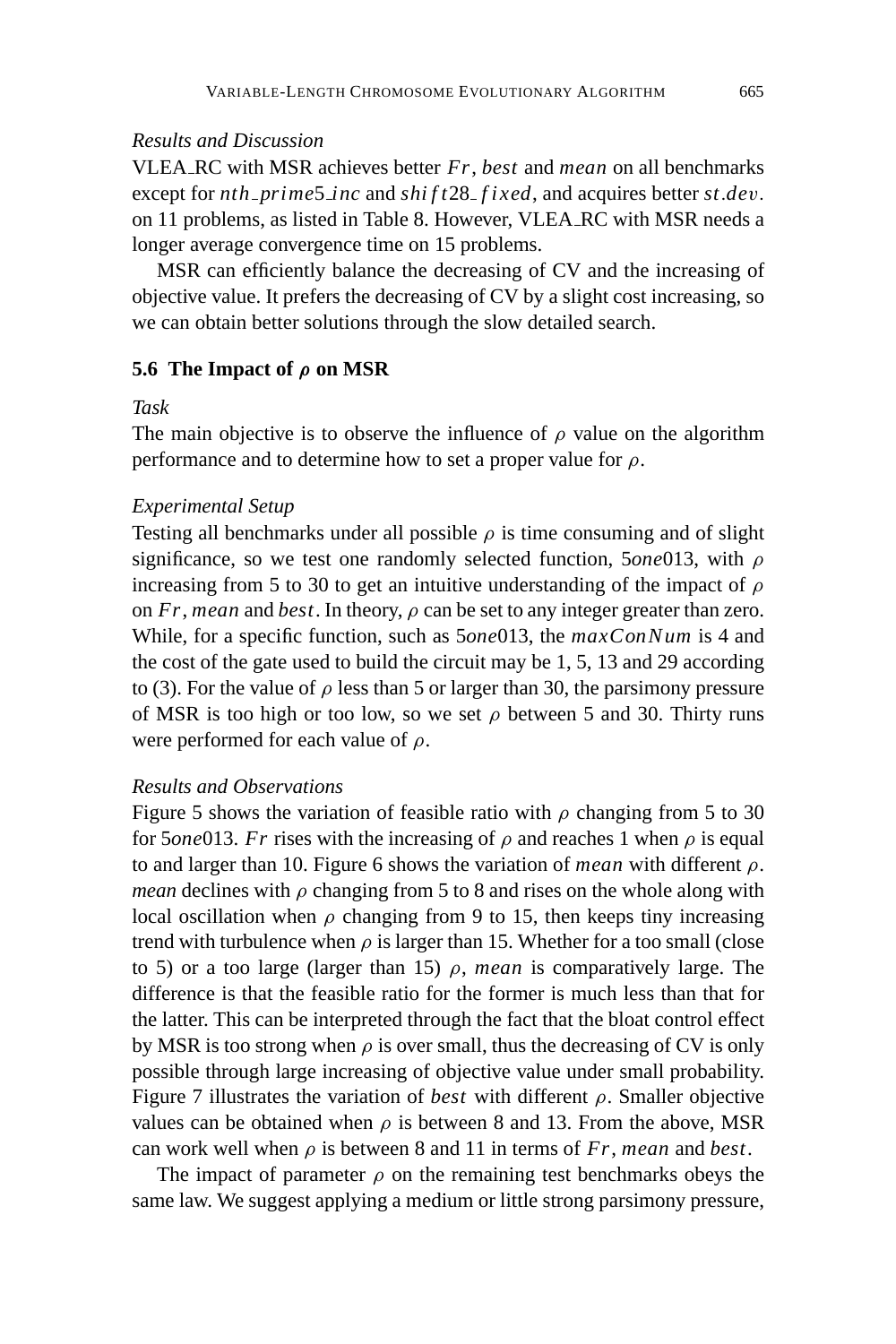*Results and Discussion*

VLEA_RC with MSR achieves better $Fr$, $best$ and $mean$ on all benchmarks except for $nth\_prime5\_inc$ and $shift28\_fixed$, and acquires better $st.dev.$ on 11 problems, as listed in Table 8. However, VLEA_RC with MSR needs a longer average convergence time on 15 problems.

MSR can efficiently balance the decreasing of CV and the increasing of objective value. It prefers the decreasing of CV by a slight cost increasing, so we can obtain better solutions through the slow detailed search.

### 5.6 The Impact of $\rho$ on MSR

*Task*

The main objective is to observe the influence of $\rho$ value on the algorithm performance and to determine how to set a proper value for $\rho$.

*Experimental Setup*

Testing all benchmarks under all possible $\rho$ is time consuming and of slight significance, so we test one randomly selected function, $5one013$, with $\rho$ increasing from 5 to 30 to get an intuitive understanding of the impact of $\rho$ on $Fr$, $mean$ and $best$. In theory, $\rho$ can be set to any integer greater than zero. While, for a specific function, such as $5one013$, the $maxConNum$ is 4 and the cost of the gate used to build the circuit may be 1, 5, 13 and 29 according to (3). For the value of $\rho$ less than 5 or larger than 30, the parsimony pressure of MSR is too high or too low, so we set $\rho$ between 5 and 30. Thirty runs were performed for each value of $\rho$.

*Results and Observations*

Figure 5 shows the variation of feasible ratio with $\rho$ changing from 5 to 30 for $5one013$. $Fr$ rises with the increasing of $\rho$ and reaches 1 when $\rho$ is equal to and larger than 10. Figure 6 shows the variation of $mean$ with different $\rho$. $mean$ declines with $\rho$ changing from 5 to 8 and rises on the whole along with local oscillation when $\rho$ changing from 9 to 15, then keeps tiny increasing trend with turbulence when $\rho$ is larger than 15. Whether for a too small (close to 5) or a too large (larger than 15) $\rho$, $mean$ is comparatively large. The difference is that the feasible ratio for the former is much less than that for the latter. This can be interpreted through the fact that the bloat control effect by MSR is too strong when $\rho$ is over small, thus the decreasing of CV is only possible through large increasing of objective value under small probability. Figure 7 illustrates the variation of $best$ with different $\rho$. Smaller objective values can be obtained when $\rho$ is between 8 and 13. From the above, MSR can work well when $\rho$ is between 8 and 11 in terms of $Fr$, $mean$ and $best$.

The impact of parameter $\rho$ on the remaining test benchmarks obeys the same law. We suggest applying a medium or little strong parsimony pressure,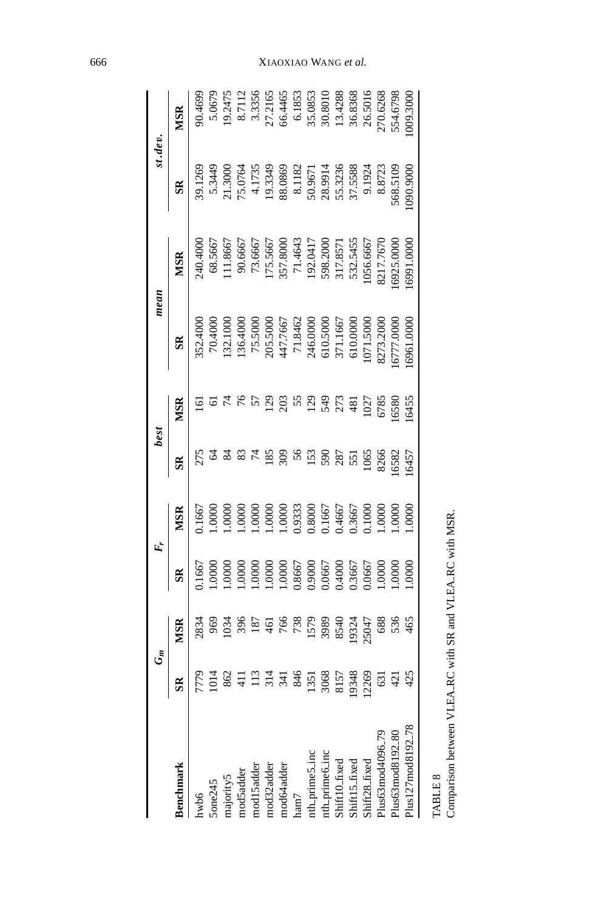| Benchmark | $G_m$ | | $F_r$ | | *best* | | *mean* | | *st.dev.* | |
|---|---|---|---|---|---|---|---|---|---|---|
| | SR | MSR | SR | MSR | SR | MSR | SR | MSR | SR | MSR |
| hwb6 | 7779 | 2834 | 0.1667 | 0.1667 | 275 | 161 | 352.4000 | 240.4000 | 39.1269 | 90.4699 |
| 5one245 | 1014 | 969 | 1.0000 | 1.0000 | 64 | 61 | 70.4000 | 68.5667 | 5.3449 | 5.0679 |
| majority5 | 862 | 1034 | 1.0000 | 1.0000 | 84 | 74 | 132.1000 | 111.8667 | 21.3000 | 19.2475 |
| mod5adder | 411 | 396 | 1.0000 | 1.0000 | 83 | 76 | 136.4000 | 90.6667 | 75.0764 | 8.7112 |
| mod15adder | 113 | 187 | 1.0000 | 1.0000 | 74 | 57 | 75.5000 | 73.6667 | 4.1735 | 3.3356 |
| mod32adder | 314 | 461 | 1.0000 | 1.0000 | 185 | 129 | 205.5000 | 175.5667 | 19.3349 | 27.2165 |
| mod64adder | 341 | 766 | 1.0000 | 1.0000 | 309 | 203 | 447.7667 | 357.8000 | 88.0869 | 66.4465 |
| ham7 | 846 | 738 | 0.8667 | 0.9333 | 56 | 55 | 71.8462 | 71.4643 | 8.1182 | 6.1853 |
| nth_prime5_inc | 1351 | 1579 | 0.9000 | 0.8000 | 153 | 129 | 246.0000 | 192.0417 | 50.9671 | 35.0853 |
| nth_prime6_inc | 3068 | 3989 | 0.0667 | 0.1667 | 590 | 549 | 610.5000 | 598.2000 | 28.9914 | 30.8010 |
| Shift10_fixed | 8157 | 8540 | 0.4000 | 0.4667 | 287 | 273 | 371.1667 | 317.8571 | 55.3236 | 13.4288 |
| Shift15_fixed | 19348 | 19324 | 0.3667 | 0.3667 | 551 | 481 | 610.0000 | 532.5455 | 37.5588 | 36.8368 |
| Shift28_fixed | 12269 | 25047 | 0.0667 | 0.1000 | 1065 | 1027 | 1071.5000 | 1056.6667 | 9.1924 | 26.5016 |
| Plus63mod4096_79 | 631 | 688 | 1.0000 | 1.0000 | 8266 | 6785 | 8273.2000 | 8217.7670 | 8.8723 | 270.6268 |
| Plus63mod8192_80 | 421 | 536 | 1.0000 | 1.0000 | 16582 | 16580 | 16777.0000 | 16925.0000 | 568.5109 | 554.6798 |
| Plus127mod8192_78 | 425 | 465 | 1.0000 | 1.0000 | 16457 | 16455 | 16961.0000 | 16991.0000 | 1090.9000 | 1009.3000 |

TABLE 8
Comparison between VLEA_RC with SR and VLEA_RC with MSR.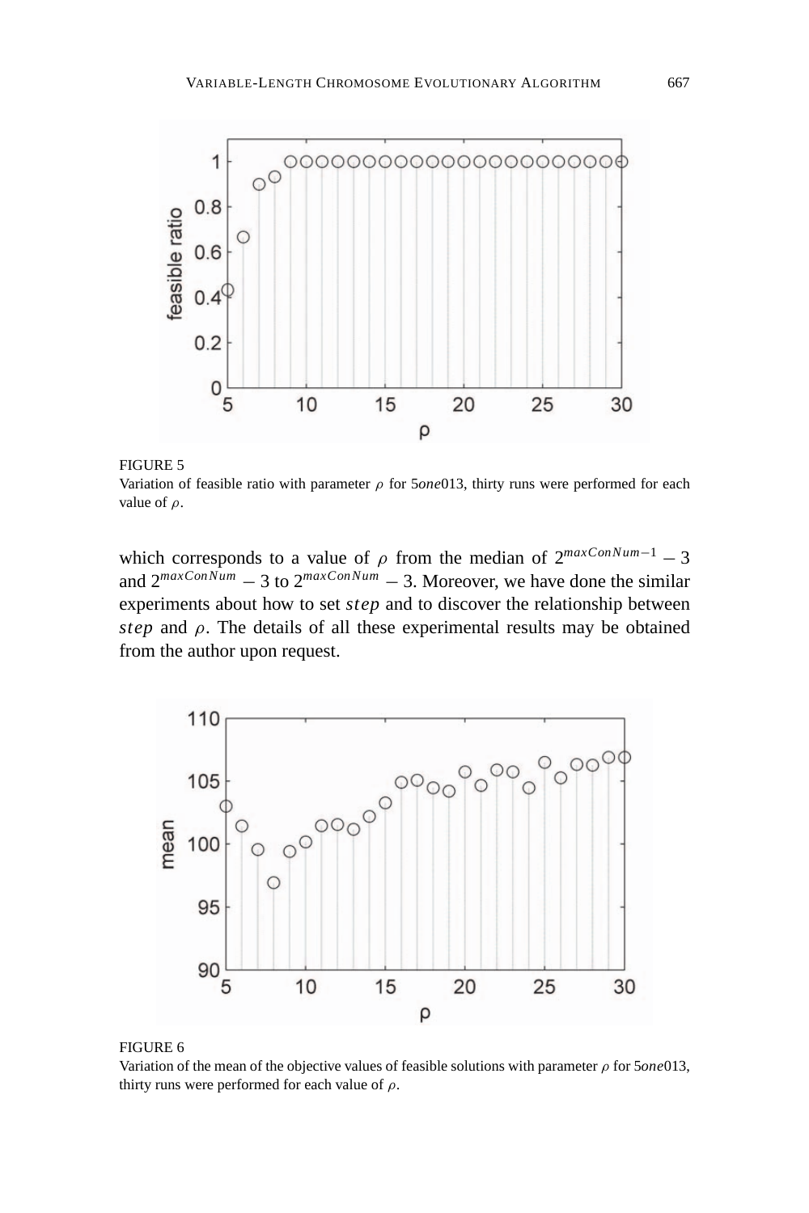FIGURE 5
Variation of feasible ratio with parameter $\rho$ for 5*one*013, thirty runs were performed for each value of $\rho$.

which corresponds to a value of $\rho$ from the median of $2^{maxConNum-1} - 3$ and $2^{maxConNum} - 3$ to $2^{maxConNum} - 3$. Moreover, we have done the similar experiments about how to set $step$ and to discover the relationship between $step$ and $\rho$. The details of all these experimental results may be obtained from the author upon request.

FIGURE 6
Variation of the mean of the objective values of feasible solutions with parameter $\rho$ for 5*one*013, thirty runs were performed for each value of $\rho$.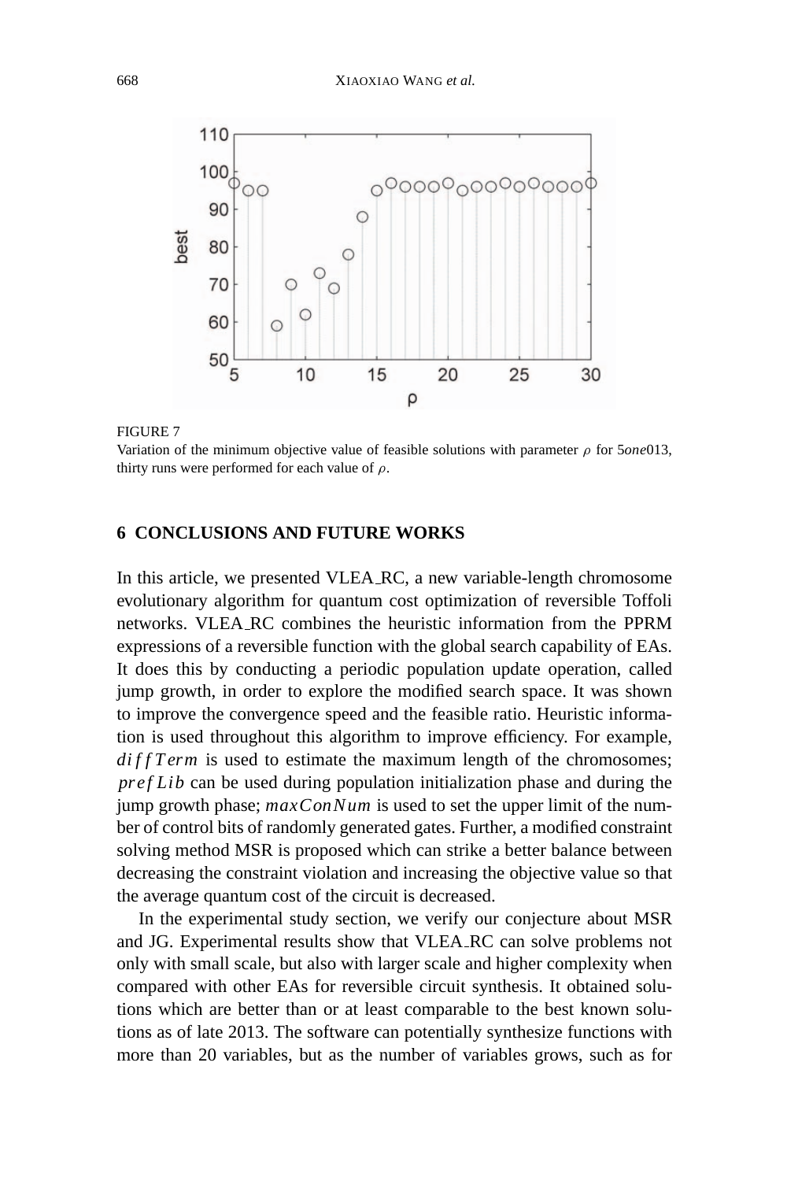FIGURE 7
Variation of the minimum objective value of feasible solutions with parameter $\rho$ for 5*one*013, thirty runs were performed for each value of $\rho$.

## 6 CONCLUSIONS AND FUTURE WORKS

In this article, we presented VLEA_RC, a new variable-length chromosome evolutionary algorithm for quantum cost optimization of reversible Toffoli networks. VLEA_RC combines the heuristic information from the PPRM expressions of a reversible function with the global search capability of EAs. It does this by conducting a periodic population update operation, called jump growth, in order to explore the modified search space. It was shown to improve the convergence speed and the feasible ratio. Heuristic information is used throughout this algorithm to improve efficiency. For example, $diffTerm$ is used to estimate the maximum length of the chromosomes; $prefLib$ can be used during population initialization phase and during the jump growth phase; $maxConNum$ is used to set the upper limit of the number of control bits of randomly generated gates. Further, a modified constraint solving method MSR is proposed which can strike a better balance between decreasing the constraint violation and increasing the objective value so that the average quantum cost of the circuit is decreased.

In the experimental study section, we verify our conjecture about MSR and JG. Experimental results show that VLEA_RC can solve problems not only with small scale, but also with larger scale and higher complexity when compared with other EAs for reversible circuit synthesis. It obtained solutions which are better than or at least comparable to the best known solutions as of late 2013. The software can potentially synthesize functions with more than 20 variables, but as the number of variables grows, such as for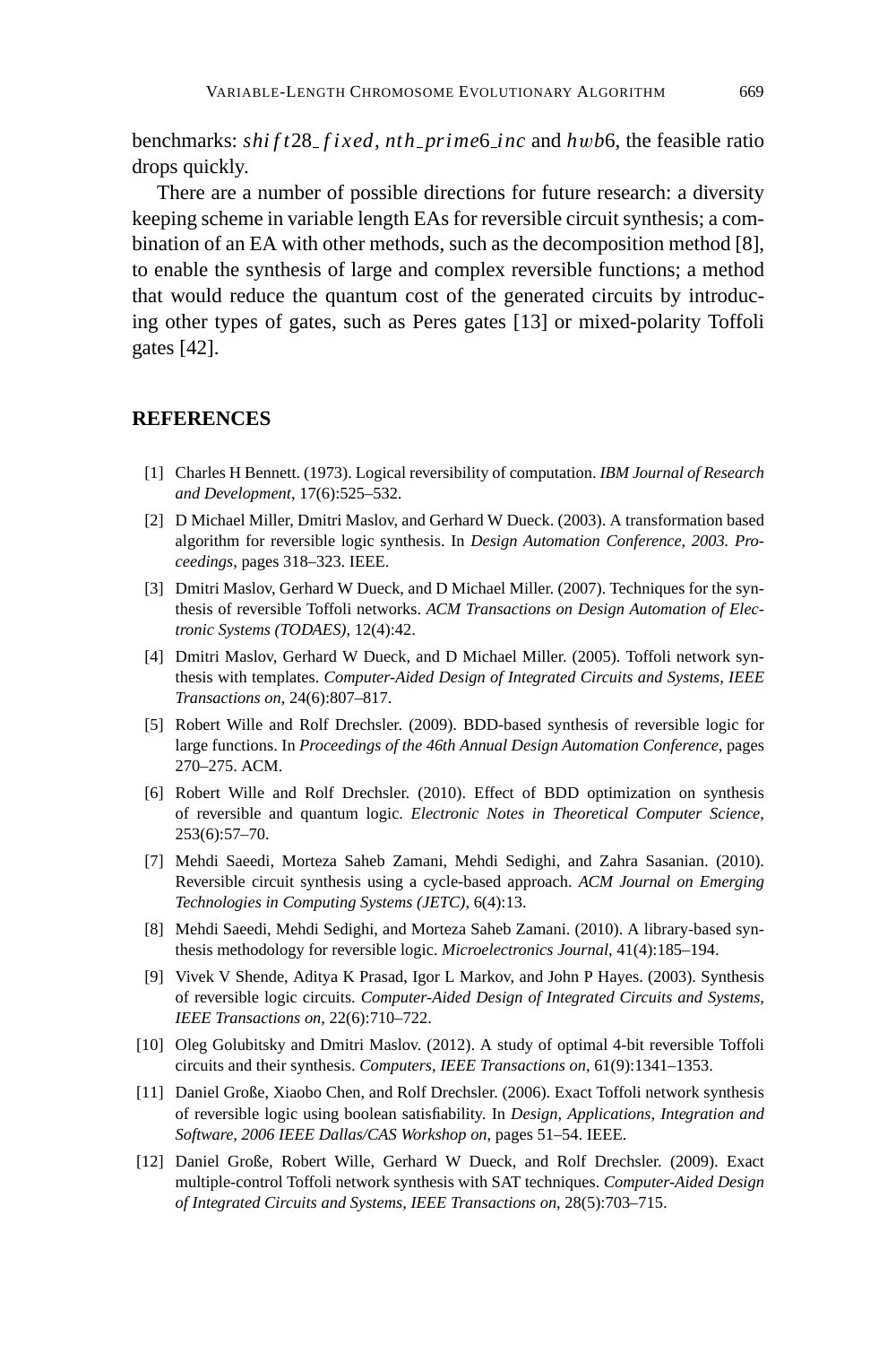benchmarks: $shift28\_fixed$, $nth\_prime6\_inc$ and $hwb6$, the feasible ratio drops quickly.

There are a number of possible directions for future research: a diversity keeping scheme in variable length EAs for reversible circuit synthesis; a combination of an EA with other methods, such as the decomposition method [8], to enable the synthesis of large and complex reversible functions; a method that would reduce the quantum cost of the generated circuits by introducing other types of gates, such as Peres gates [13] or mixed-polarity Toffoli gates [42].

## REFERENCES

[1] Charles H Bennett. (1973). Logical reversibility of computation. *IBM Journal of Research and Development*, 17(6):525–532.

[2] D Michael Miller, Dmitri Maslov, and Gerhard W Dueck. (2003). A transformation based algorithm for reversible logic synthesis. In *Design Automation Conference, 2003. Proceedings*, pages 318–323. IEEE.

[3] Dmitri Maslov, Gerhard W Dueck, and D Michael Miller. (2007). Techniques for the synthesis of reversible Toffoli networks. *ACM Transactions on Design Automation of Electronic Systems (TODAES)*, 12(4):42.

[4] Dmitri Maslov, Gerhard W Dueck, and D Michael Miller. (2005). Toffoli network synthesis with templates. *Computer-Aided Design of Integrated Circuits and Systems, IEEE Transactions on*, 24(6):807–817.

[5] Robert Wille and Rolf Drechsler. (2009). BDD-based synthesis of reversible logic for large functions. In *Proceedings of the 46th Annual Design Automation Conference*, pages 270–275. ACM.

[6] Robert Wille and Rolf Drechsler. (2010). Effect of BDD optimization on synthesis of reversible and quantum logic. *Electronic Notes in Theoretical Computer Science*, 253(6):57–70.

[7] Mehdi Saeedi, Morteza Saheb Zamani, Mehdi Sedighi, and Zahra Sasanian. (2010). Reversible circuit synthesis using a cycle-based approach. *ACM Journal on Emerging Technologies in Computing Systems (JETC)*, 6(4):13.

[8] Mehdi Saeedi, Mehdi Sedighi, and Morteza Saheb Zamani. (2010). A library-based synthesis methodology for reversible logic. *Microelectronics Journal*, 41(4):185–194.

[9] Vivek V Shende, Aditya K Prasad, Igor L Markov, and John P Hayes. (2003). Synthesis of reversible logic circuits. *Computer-Aided Design of Integrated Circuits and Systems, IEEE Transactions on*, 22(6):710–722.

[10] Oleg Golubitsky and Dmitri Maslov. (2012). A study of optimal 4-bit reversible Toffoli circuits and their synthesis. *Computers, IEEE Transactions on*, 61(9):1341–1353.

[11] Daniel Große, Xiaobo Chen, and Rolf Drechsler. (2006). Exact Toffoli network synthesis of reversible logic using boolean satisfiability. In *Design, Applications, Integration and Software, 2006 IEEE Dallas/CAS Workshop on*, pages 51–54. IEEE.

[12] Daniel Große, Robert Wille, Gerhard W Dueck, and Rolf Drechsler. (2009). Exact multiple-control Toffoli network synthesis with SAT techniques. *Computer-Aided Design of Integrated Circuits and Systems, IEEE Transactions on*, 28(5):703–715.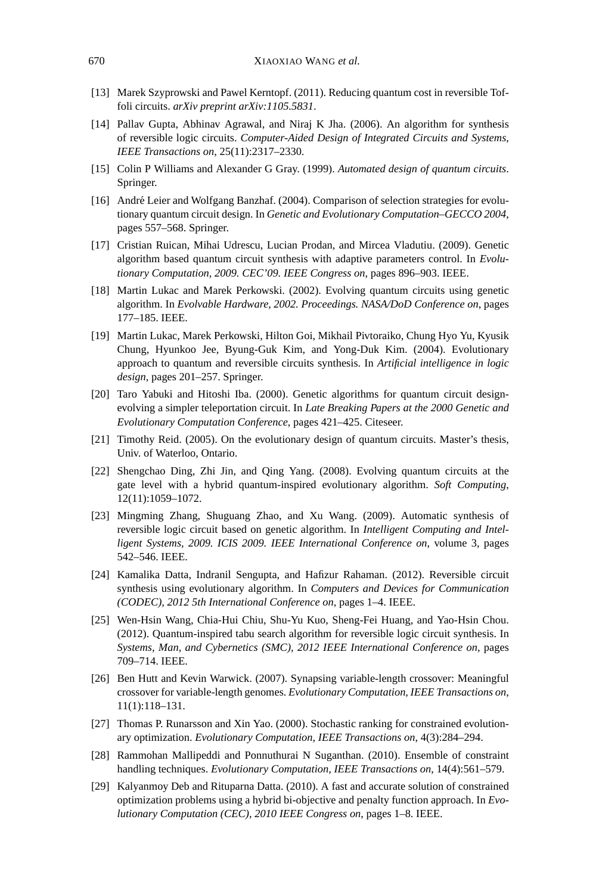[13] Marek Szyprowski and Pawel Kerntopf. (2011). Reducing quantum cost in reversible Toffoli circuits. *arXiv preprint arXiv:1105.5831*.

[14] Pallav Gupta, Abhinav Agrawal, and Niraj K Jha. (2006). An algorithm for synthesis of reversible logic circuits. *Computer-Aided Design of Integrated Circuits and Systems, IEEE Transactions on*, 25(11):2317–2330.

[15] Colin P Williams and Alexander G Gray. (1999). *Automated design of quantum circuits*. Springer.

[16] André Leier and Wolfgang Banzhaf. (2004). Comparison of selection strategies for evolutionary quantum circuit design. In *Genetic and Evolutionary Computation–GECCO 2004*, pages 557–568. Springer.

[17] Cristian Ruican, Mihai Udrescu, Lucian Prodan, and Mircea Vladutiu. (2009). Genetic algorithm based quantum circuit synthesis with adaptive parameters control. In *Evolutionary Computation, 2009. CEC'09. IEEE Congress on*, pages 896–903. IEEE.

[18] Martin Lukac and Marek Perkowski. (2002). Evolving quantum circuits using genetic algorithm. In *Evolvable Hardware, 2002. Proceedings. NASA/DoD Conference on*, pages 177–185. IEEE.

[19] Martin Lukac, Marek Perkowski, Hilton Goi, Mikhail Pivtoraiko, Chung Hyo Yu, Kyusik Chung, Hyunkoo Jee, Byung-Guk Kim, and Yong-Duk Kim. (2004). Evolutionary approach to quantum and reversible circuits synthesis. In *Artificial intelligence in logic design*, pages 201–257. Springer.

[20] Taro Yabuki and Hitoshi Iba. (2000). Genetic algorithms for quantum circuit design-evolving a simpler teleportation circuit. In *Late Breaking Papers at the 2000 Genetic and Evolutionary Computation Conference*, pages 421–425. Citeseer.

[21] Timothy Reid. (2005). On the evolutionary design of quantum circuits. Master's thesis, Univ. of Waterloo, Ontario.

[22] Shengchao Ding, Zhi Jin, and Qing Yang. (2008). Evolving quantum circuits at the gate level with a hybrid quantum-inspired evolutionary algorithm. *Soft Computing*, 12(11):1059–1072.

[23] Mingming Zhang, Shuguang Zhao, and Xu Wang. (2009). Automatic synthesis of reversible logic circuit based on genetic algorithm. In *Intelligent Computing and Intelligent Systems, 2009. ICIS 2009. IEEE International Conference on*, volume 3, pages 542–546. IEEE.

[24] Kamalika Datta, Indranil Sengupta, and Hafizur Rahaman. (2012). Reversible circuit synthesis using evolutionary algorithm. In *Computers and Devices for Communication (CODEC), 2012 5th International Conference on*, pages 1–4. IEEE.

[25] Wen-Hsin Wang, Chia-Hui Chiu, Shu-Yu Kuo, Sheng-Fei Huang, and Yao-Hsin Chou. (2012). Quantum-inspired tabu search algorithm for reversible logic circuit synthesis. In *Systems, Man, and Cybernetics (SMC), 2012 IEEE International Conference on*, pages 709–714. IEEE.

[26] Ben Hutt and Kevin Warwick. (2007). Synapsing variable-length crossover: Meaningful crossover for variable-length genomes. *Evolutionary Computation, IEEE Transactions on*, 11(1):118–131.

[27] Thomas P. Runarsson and Xin Yao. (2000). Stochastic ranking for constrained evolutionary optimization. *Evolutionary Computation, IEEE Transactions on*, 4(3):284–294.

[28] Rammohan Mallipeddi and Ponnuthurai N Suganthan. (2010). Ensemble of constraint handling techniques. *Evolutionary Computation, IEEE Transactions on*, 14(4):561–579.

[29] Kalyanmoy Deb and Rituparna Datta. (2010). A fast and accurate solution of constrained optimization problems using a hybrid bi-objective and penalty function approach. In *Evolutionary Computation (CEC), 2010 IEEE Congress on*, pages 1–8. IEEE.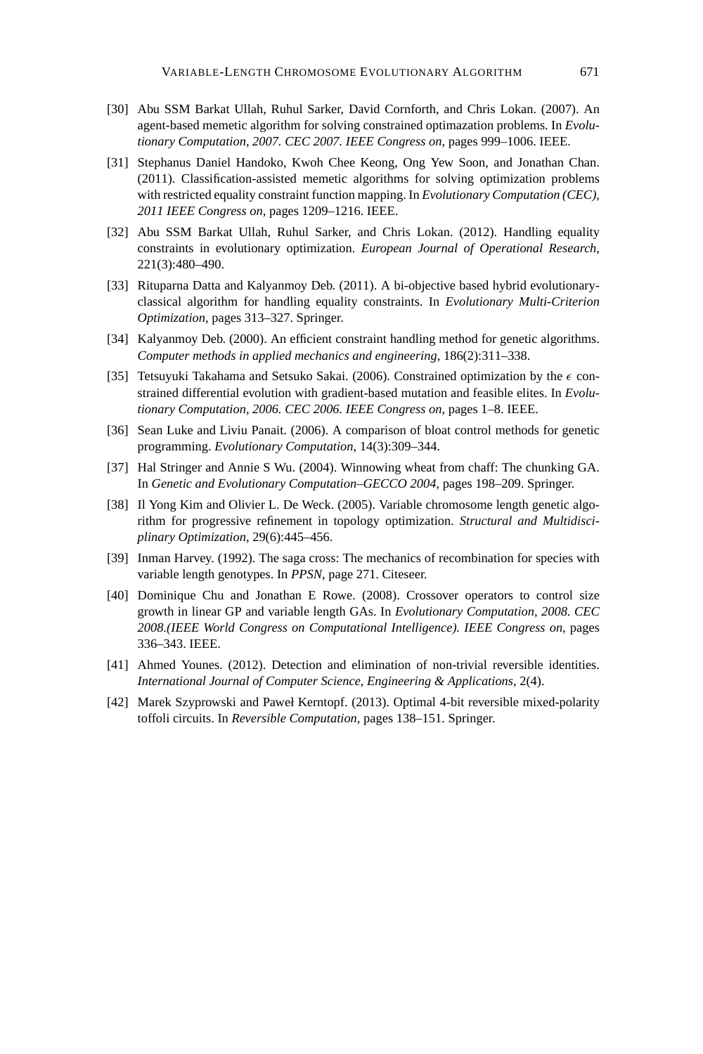[30] Abu SSM Barkat Ullah, Ruhul Sarker, David Cornforth, and Chris Lokan. (2007). An agent-based memetic algorithm for solving constrained optimazation problems. In *Evolutionary Computation, 2007. CEC 2007. IEEE Congress on*, pages 999–1006. IEEE.

[31] Stephanus Daniel Handoko, Kwoh Chee Keong, Ong Yew Soon, and Jonathan Chan. (2011). Classification-assisted memetic algorithms for solving optimization problems with restricted equality constraint function mapping. In *Evolutionary Computation (CEC), 2011 IEEE Congress on*, pages 1209–1216. IEEE.

[32] Abu SSM Barkat Ullah, Ruhul Sarker, and Chris Lokan. (2012). Handling equality constraints in evolutionary optimization. *European Journal of Operational Research*, 221(3):480–490.

[33] Rituparna Datta and Kalyanmoy Deb. (2011). A bi-objective based hybrid evolutionary-classical algorithm for handling equality constraints. In *Evolutionary Multi-Criterion Optimization*, pages 313–327. Springer.

[34] Kalyanmoy Deb. (2000). An efficient constraint handling method for genetic algorithms. *Computer methods in applied mechanics and engineering*, 186(2):311–338.

[35] Tetsuyuki Takahama and Setsuko Sakai. (2006). Constrained optimization by the $\epsilon$ constrained differential evolution with gradient-based mutation and feasible elites. In *Evolutionary Computation, 2006. CEC 2006. IEEE Congress on*, pages 1–8. IEEE.

[36] Sean Luke and Liviu Panait. (2006). A comparison of bloat control methods for genetic programming. *Evolutionary Computation*, 14(3):309–344.

[37] Hal Stringer and Annie S Wu. (2004). Winnowing wheat from chaff: The chunking GA. In *Genetic and Evolutionary Computation–GECCO 2004*, pages 198–209. Springer.

[38] Il Yong Kim and Olivier L. De Weck. (2005). Variable chromosome length genetic algorithm for progressive refinement in topology optimization. *Structural and Multidisciplinary Optimization*, 29(6):445–456.

[39] Inman Harvey. (1992). The saga cross: The mechanics of recombination for species with variable length genotypes. In *PPSN*, page 271. Citeseer.

[40] Dominique Chu and Jonathan E Rowe. (2008). Crossover operators to control size growth in linear GP and variable length GAs. In *Evolutionary Computation, 2008. CEC 2008.(IEEE World Congress on Computational Intelligence). IEEE Congress on*, pages 336–343. IEEE.

[41] Ahmed Younes. (2012). Detection and elimination of non-trivial reversible identities. *International Journal of Computer Science, Engineering & Applications*, 2(4).

[42] Marek Szyprowski and Paweł Kerntopf. (2013). Optimal 4-bit reversible mixed-polarity toffoli circuits. In *Reversible Computation*, pages 138–151. Springer.